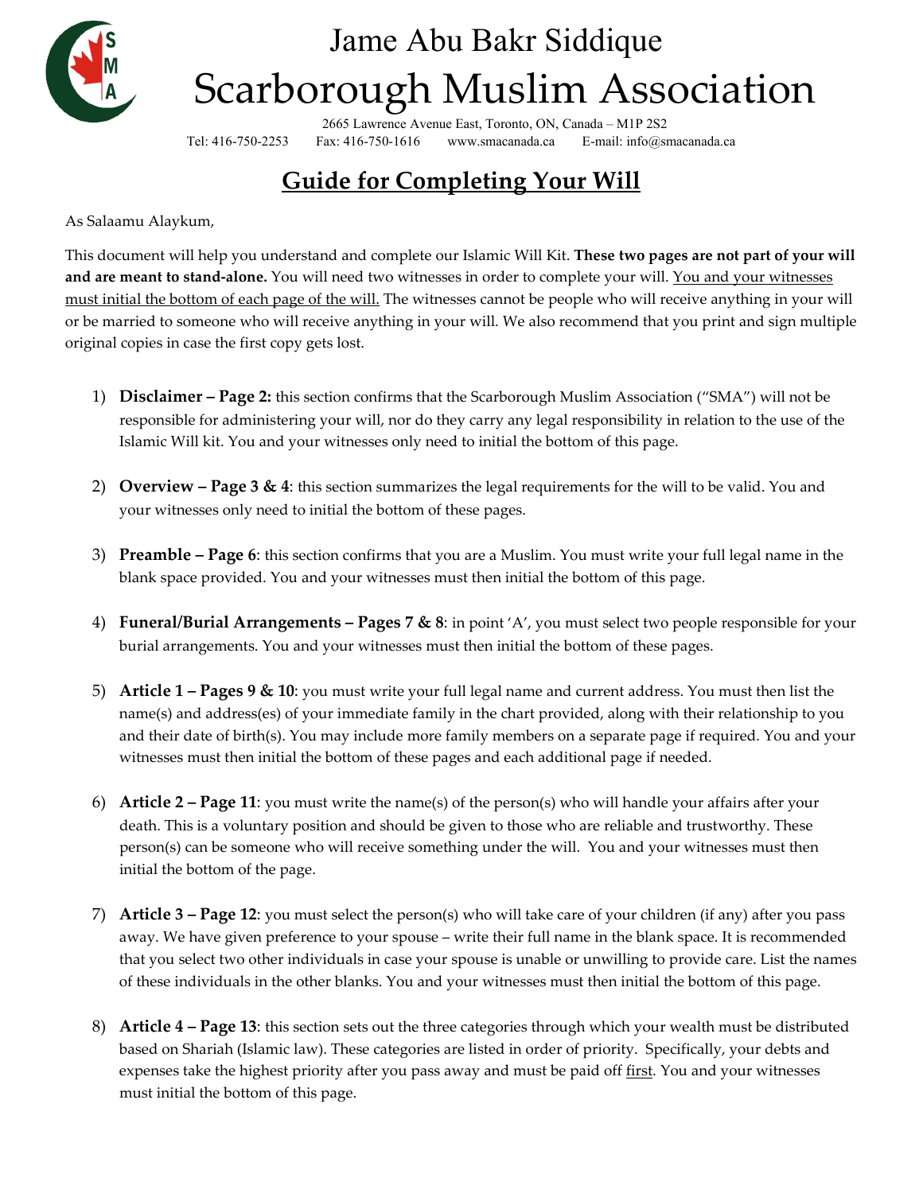# Jame Abu Bakr Siddique

# Scarborough Muslim Association

2665 Lawrence Avenue East, Toronto, ON, Canada – M1P 2S2

Tel: 416-750-2253 Fax: 416-750-1616 www.smacanada.ca E-mail: info@smacanada.ca

## Guide for Completing Your Will

As Salaamu Alaykum,

This document will help you understand and complete our Islamic Will Kit. **These two pages are not part of your will and are meant to stand-alone.** You will need two witnesses in order to complete your will. You and your witnesses must initial the bottom of each page of the will. The witnesses cannot be people who will receive anything in your will or be married to someone who will receive anything in your will. We also recommend that you print and sign multiple original copies in case the first copy gets lost.

1) **Disclaimer – Page 2:** this section confirms that the Scarborough Muslim Association ("SMA") will not be responsible for administering your will, nor do they carry any legal responsibility in relation to the use of the Islamic Will kit. You and your witnesses only need to initial the bottom of this page.

2) **Overview – Page 3 & 4**: this section summarizes the legal requirements for the will to be valid. You and your witnesses only need to initial the bottom of these pages.

3) **Preamble – Page 6**: this section confirms that you are a Muslim. You must write your full legal name in the blank space provided. You and your witnesses must then initial the bottom of this page.

4) **Funeral/Burial Arrangements – Pages 7 & 8**: in point 'A', you must select two people responsible for your burial arrangements. You and your witnesses must then initial the bottom of these pages.

5) **Article 1 – Pages 9 & 10**: you must write your full legal name and current address. You must then list the name(s) and address(es) of your immediate family in the chart provided, along with their relationship to you and their date of birth(s). You may include more family members on a separate page if required. You and your witnesses must then initial the bottom of these pages and each additional page if needed.

6) **Article 2 – Page 11**: you must write the name(s) of the person(s) who will handle your affairs after your death. This is a voluntary position and should be given to those who are reliable and trustworthy. These person(s) can be someone who will receive something under the will. You and your witnesses must then initial the bottom of the page.

7) **Article 3 – Page 12**: you must select the person(s) who will take care of your children (if any) after you pass away. We have given preference to your spouse – write their full name in the blank space. It is recommended that you select two other individuals in case your spouse is unable or unwilling to provide care. List the names of these individuals in the other blanks. You and your witnesses must then initial the bottom of this page.

8) **Article 4 – Page 13**: this section sets out the three categories through which your wealth must be distributed based on Shariah (Islamic law). These categories are listed in order of priority. Specifically, your debts and expenses take the highest priority after you pass away and must be paid off first. You and your witnesses must initial the bottom of this page.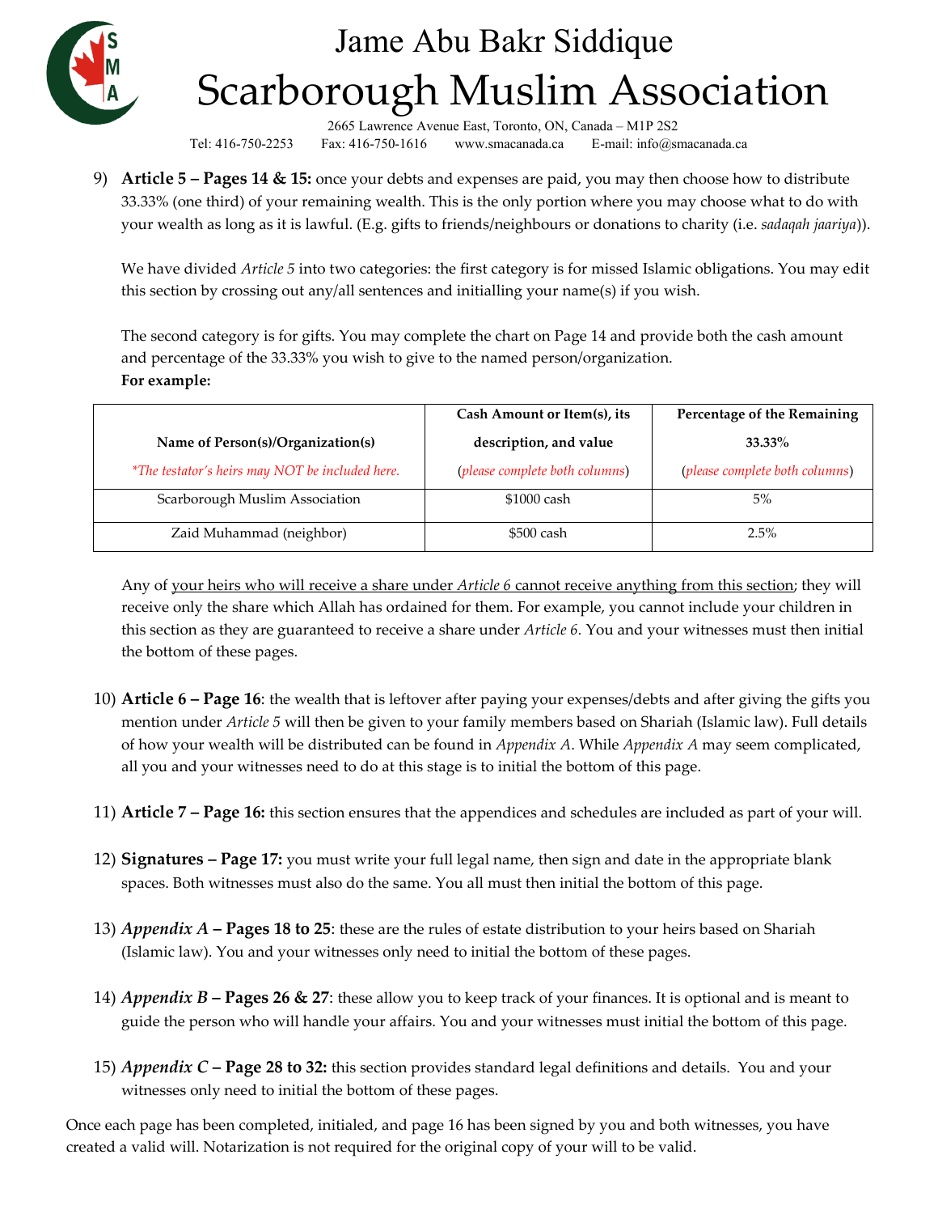9) **Article 5 – Pages 14 & 15:** once your debts and expenses are paid, you may then choose how to distribute 33.33% (one third) of your remaining wealth. This is the only portion where you may choose what to do with your wealth as long as it is lawful. (E.g. gifts to friends/neighbours or donations to charity (i.e. *sadaqah jaariya*)).

   We have divided *Article 5* into two categories: the first category is for missed Islamic obligations. You may edit this section by crossing out any/all sentences and initialling your name(s) if you wish.

   The second category is for gifts. You may complete the chart on Page 14 and provide both the cash amount and percentage of the 33.33% you wish to give to the named person/organization.
   **For example:**

| **Name of Person(s)/Organization(s)** *\*The testator's heirs may NOT be included here.* | **Cash Amount or Item(s), its description, and value** (*please complete both columns*) | **Percentage of the Remaining 33.33%** (*please complete both columns*) |
|---|---|---|
| Scarborough Muslim Association | $1000 cash | 5% |
| Zaid Muhammad (neighbor) | $500 cash | 2.5% |

   Any of <u>your heirs who will receive a share under *Article 6* cannot receive anything from this section</u>; they will receive only the share which Allah has ordained for them. For example, you cannot include your children in this section as they are guaranteed to receive a share under *Article 6*. You and your witnesses must then initial the bottom of these pages.

10) **Article 6 – Page 16**: the wealth that is leftover after paying your expenses/debts and after giving the gifts you mention under *Article 5* will then be given to your family members based on Shariah (Islamic law). Full details of how your wealth will be distributed can be found in *Appendix A*. While *Appendix A* may seem complicated, all you and your witnesses need to do at this stage is to initial the bottom of this page.

11) **Article 7 – Page 16:** this section ensures that the appendices and schedules are included as part of your will.

12) **Signatures – Page 17:** you must write your full legal name, then sign and date in the appropriate blank spaces. Both witnesses must also do the same. You all must then initial the bottom of this page.

13) ***Appendix A* – Pages 18 to 25**: these are the rules of estate distribution to your heirs based on Shariah (Islamic law). You and your witnesses only need to initial the bottom of these pages.

14) ***Appendix B* – Pages 26 & 27**: these allow you to keep track of your finances. It is optional and is meant to guide the person who will handle your affairs. You and your witnesses must initial the bottom of this page.

15) ***Appendix C* – Page 28 to 32:** this section provides standard legal definitions and details. You and your witnesses only need to initial the bottom of these pages.

Once each page has been completed, initialed, and page 16 has been signed by you and both witnesses, you have created a valid will. Notarization is not required for the original copy of your will to be valid.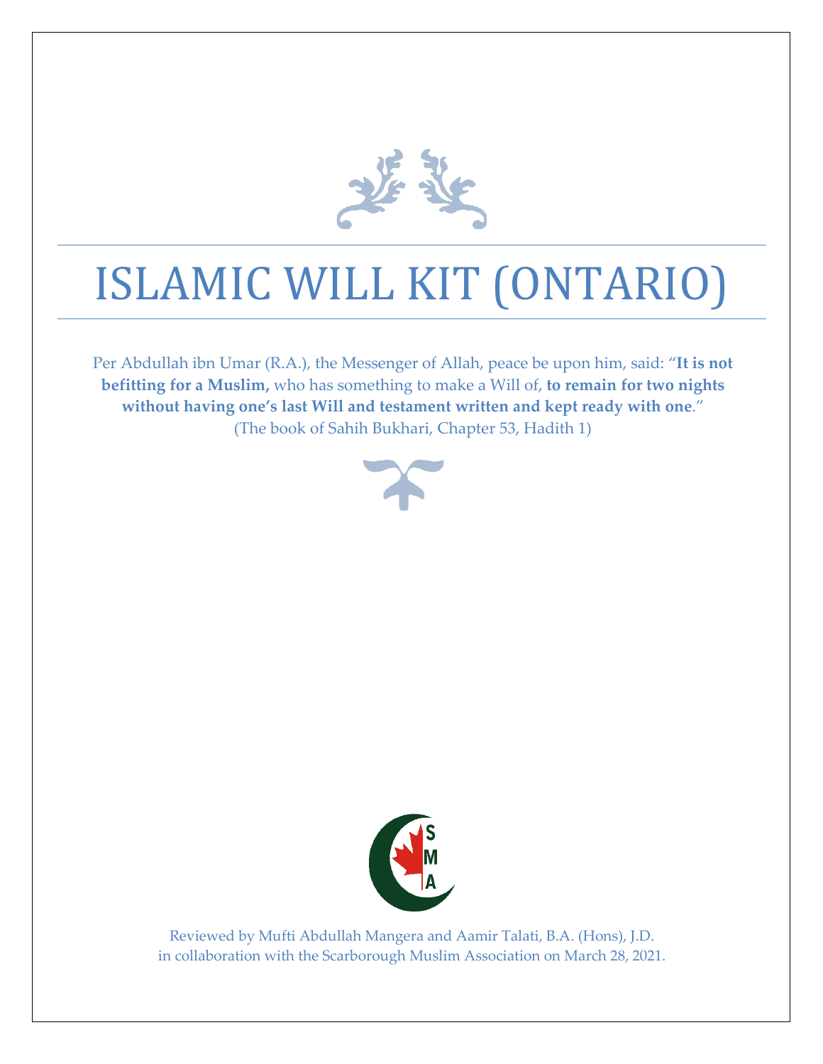# ISLAMIC WILL KIT (ONTARIO)

Per Abdullah ibn Umar (R.A.), the Messenger of Allah, peace be upon him, said: "**It is not befitting for a Muslim,** who has something to make a Will of, **to remain for two nights without having one's last Will and testament written and kept ready with one**." (The book of Sahih Bukhari, Chapter 53, Hadith 1)

Reviewed by Mufti Abdullah Mangera and Aamir Talati, B.A. (Hons), J.D. in collaboration with the Scarborough Muslim Association on March 28, 2021.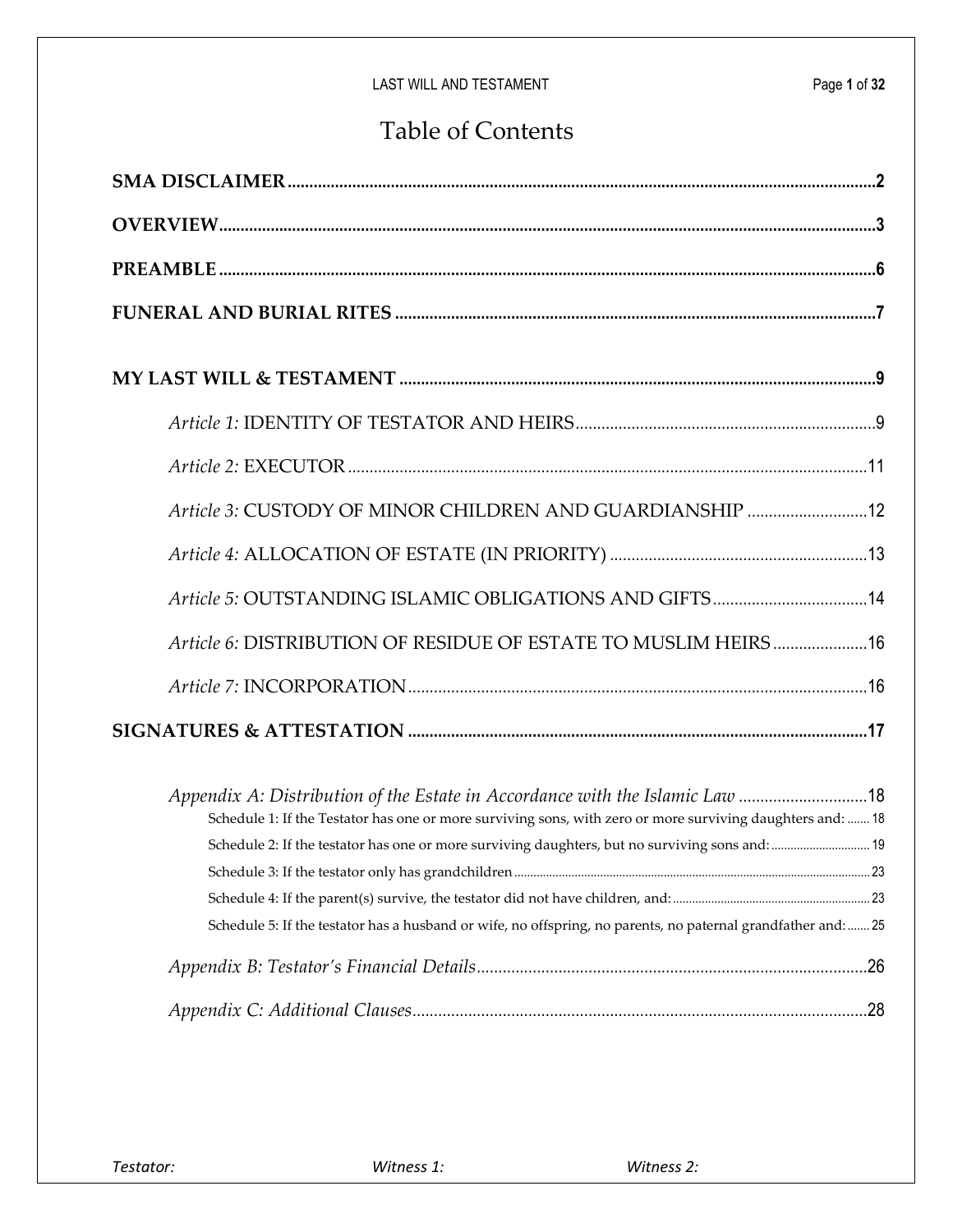# Table of Contents

**SMA DISCLAIMER** .......... 2

**OVERVIEW** .......... 3

**PREAMBLE** .......... 6

**FUNERAL AND BURIAL RITES** .......... 7

**MY LAST WILL & TESTAMENT** .......... 9

*Article 1:* IDENTITY OF TESTATOR AND HEIRS .......... 9

*Article 2:* EXECUTOR .......... 11

*Article 3:* CUSTODY OF MINOR CHILDREN AND GUARDIANSHIP .......... 12

*Article 4:* ALLOCATION OF ESTATE (IN PRIORITY) .......... 13

*Article 5:* OUTSTANDING ISLAMIC OBLIGATIONS AND GIFTS .......... 14

*Article 6:* DISTRIBUTION OF RESIDUE OF ESTATE TO MUSLIM HEIRS .......... 16

*Article 7:* INCORPORATION .......... 16

**SIGNATURES & ATTESTATION** .......... 17

*Appendix A: Distribution of the Estate in Accordance with the Islamic Law* .......... 18

Schedule 1: If the Testator has one or more surviving sons, with zero or more surviving daughters and: .......... 18

Schedule 2: If the testator has one or more surviving daughters, but no surviving sons and: .......... 19

Schedule 3: If the testator only has grandchildren .......... 23

Schedule 4: If the parent(s) survive, the testator did not have children, and: .......... 23

Schedule 5: If the testator has a husband or wife, no offspring, no parents, no paternal grandfather and: .......... 25

*Appendix B: Testator's Financial Details* .......... 26

*Appendix C: Additional Clauses* .......... 28

*Testator:* *Witness 1:* *Witness 2:*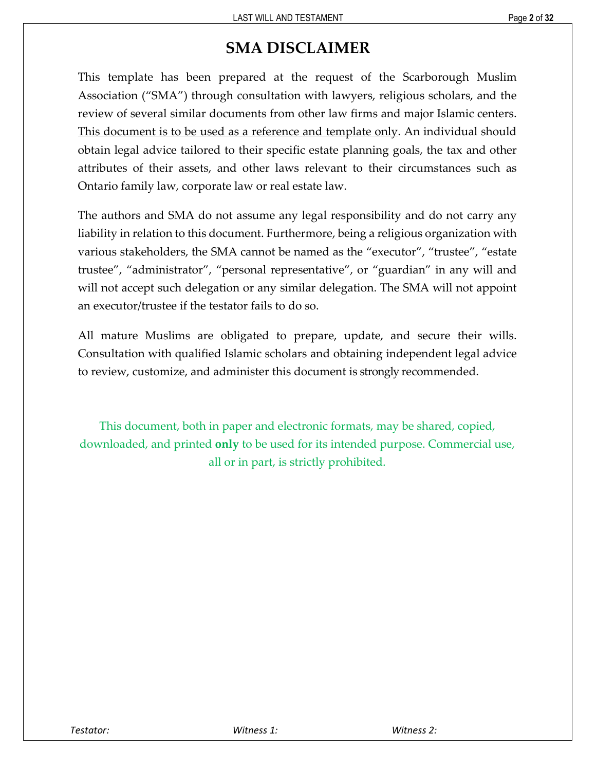# SMA DISCLAIMER

This template has been prepared at the request of the Scarborough Muslim Association ("SMA") through consultation with lawyers, religious scholars, and the review of several similar documents from other law firms and major Islamic centers. This document is to be used as a reference and template only. An individual should obtain legal advice tailored to their specific estate planning goals, the tax and other attributes of their assets, and other laws relevant to their circumstances such as Ontario family law, corporate law or real estate law.

The authors and SMA do not assume any legal responsibility and do not carry any liability in relation to this document. Furthermore, being a religious organization with various stakeholders, the SMA cannot be named as the "executor", "trustee", "estate trustee", "administrator", "personal representative", or "guardian" in any will and will not accept such delegation or any similar delegation. The SMA will not appoint an executor/trustee if the testator fails to do so.

All mature Muslims are obligated to prepare, update, and secure their wills. Consultation with qualified Islamic scholars and obtaining independent legal advice to review, customize, and administer this document is strongly recommended.

This document, both in paper and electronic formats, may be shared, copied, downloaded, and printed **only** to be used for its intended purpose. Commercial use, all or in part, is strictly prohibited.

*Testator:* *Witness 1:* *Witness 2:*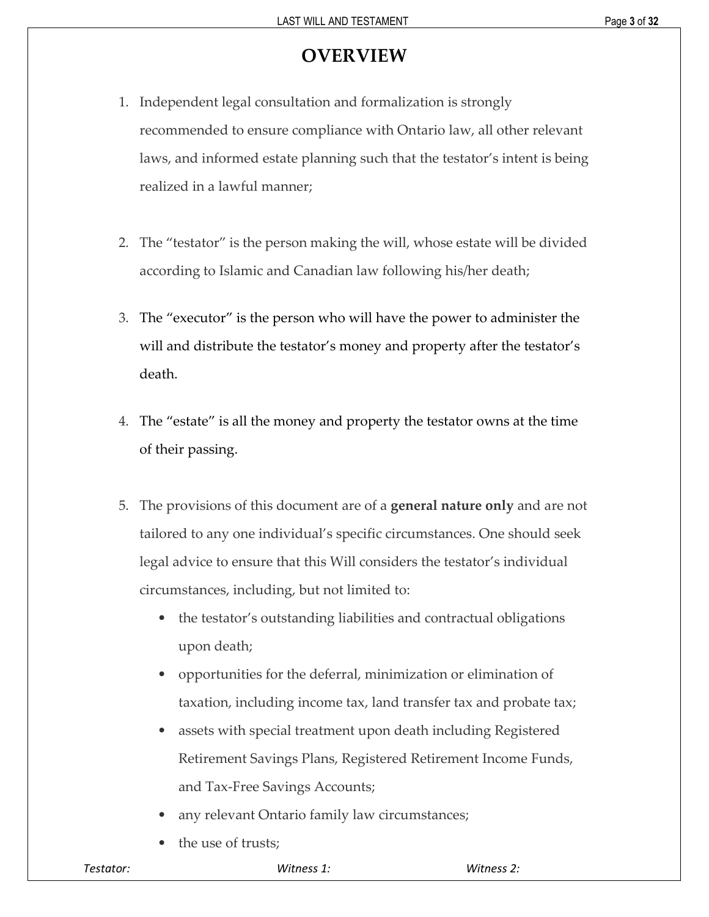# OVERVIEW

1. Independent legal consultation and formalization is strongly recommended to ensure compliance with Ontario law, all other relevant laws, and informed estate planning such that the testator's intent is being realized in a lawful manner;

2. The "testator" is the person making the will, whose estate will be divided according to Islamic and Canadian law following his/her death;

3. The "executor" is the person who will have the power to administer the will and distribute the testator's money and property after the testator's death.

4. The "estate" is all the money and property the testator owns at the time of their passing.

5. The provisions of this document are of a **general nature only** and are not tailored to any one individual's specific circumstances. One should seek legal advice to ensure that this Will considers the testator's individual circumstances, including, but not limited to:
   - the testator's outstanding liabilities and contractual obligations upon death;
   - opportunities for the deferral, minimization or elimination of taxation, including income tax, land transfer tax and probate tax;
   - assets with special treatment upon death including Registered Retirement Savings Plans, Registered Retirement Income Funds, and Tax-Free Savings Accounts;
   - any relevant Ontario family law circumstances;
   - the use of trusts;

*Testator:* *Witness 1:* *Witness 2:*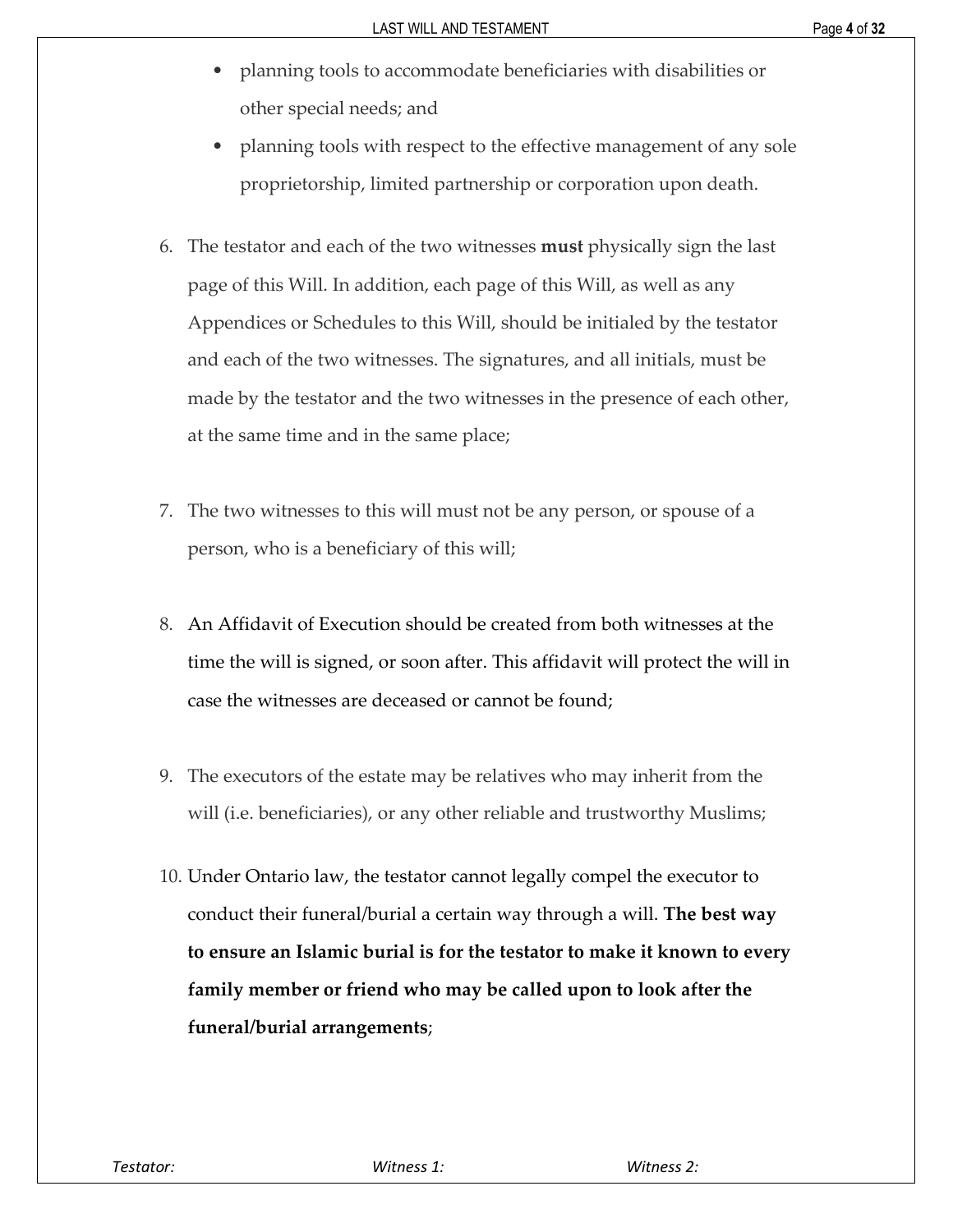- planning tools to accommodate beneficiaries with disabilities or other special needs; and
- planning tools with respect to the effective management of any sole proprietorship, limited partnership or corporation upon death.

6. The testator and each of the two witnesses **must** physically sign the last page of this Will. In addition, each page of this Will, as well as any Appendices or Schedules to this Will, should be initialed by the testator and each of the two witnesses. The signatures, and all initials, must be made by the testator and the two witnesses in the presence of each other, at the same time and in the same place;

7. The two witnesses to this will must not be any person, or spouse of a person, who is a beneficiary of this will;

8. An Affidavit of Execution should be created from both witnesses at the time the will is signed, or soon after. This affidavit will protect the will in case the witnesses are deceased or cannot be found;

9. The executors of the estate may be relatives who may inherit from the will (i.e. beneficiaries), or any other reliable and trustworthy Muslims;

10. Under Ontario law, the testator cannot legally compel the executor to conduct their funeral/burial a certain way through a will. **The best way to ensure an Islamic burial is for the testator to make it known to every family member or friend who may be called upon to look after the funeral/burial arrangements**;

*Testator:* *Witness 1:* *Witness 2:*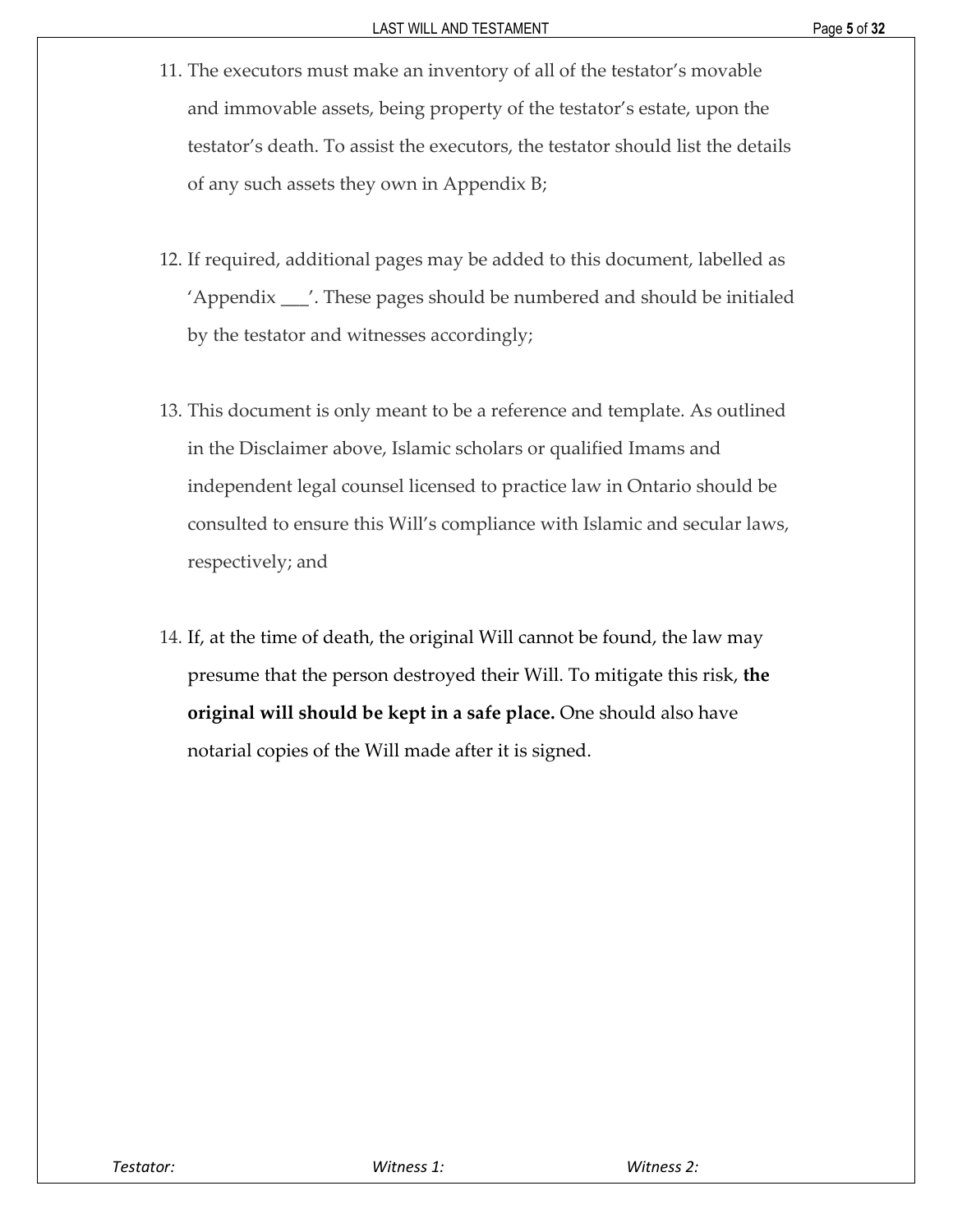11. The executors must make an inventory of all of the testator's movable and immovable assets, being property of the testator's estate, upon the testator's death. To assist the executors, the testator should list the details of any such assets they own in Appendix B;

12. If required, additional pages may be added to this document, labelled as 'Appendix ___'. These pages should be numbered and should be initialed by the testator and witnesses accordingly;

13. This document is only meant to be a reference and template. As outlined in the Disclaimer above, Islamic scholars or qualified Imams and independent legal counsel licensed to practice law in Ontario should be consulted to ensure this Will's compliance with Islamic and secular laws, respectively; and

14. If, at the time of death, the original Will cannot be found, the law may presume that the person destroyed their Will. To mitigate this risk, **the original will should be kept in a safe place.** One should also have notarial copies of the Will made after it is signed.

*Testator:* *Witness 1:* *Witness 2:*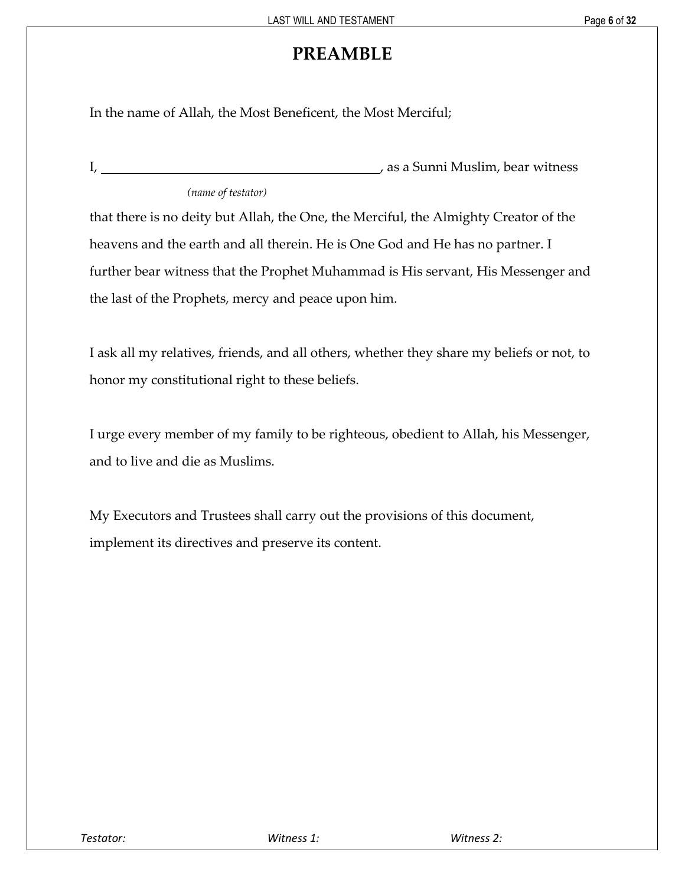# PREAMBLE

In the name of Allah, the Most Beneficent, the Most Merciful;

I, ______________________________________, as a Sunni Muslim, bear witness

*(name of testator)*

that there is no deity but Allah, the One, the Merciful, the Almighty Creator of the heavens and the earth and all therein. He is One God and He has no partner. I further bear witness that the Prophet Muhammad is His servant, His Messenger and the last of the Prophets, mercy and peace upon him.

I ask all my relatives, friends, and all others, whether they share my beliefs or not, to honor my constitutional right to these beliefs.

I urge every member of my family to be righteous, obedient to Allah, his Messenger, and to live and die as Muslims.

My Executors and Trustees shall carry out the provisions of this document, implement its directives and preserve its content.

*Testator:* *Witness 1:* *Witness 2:*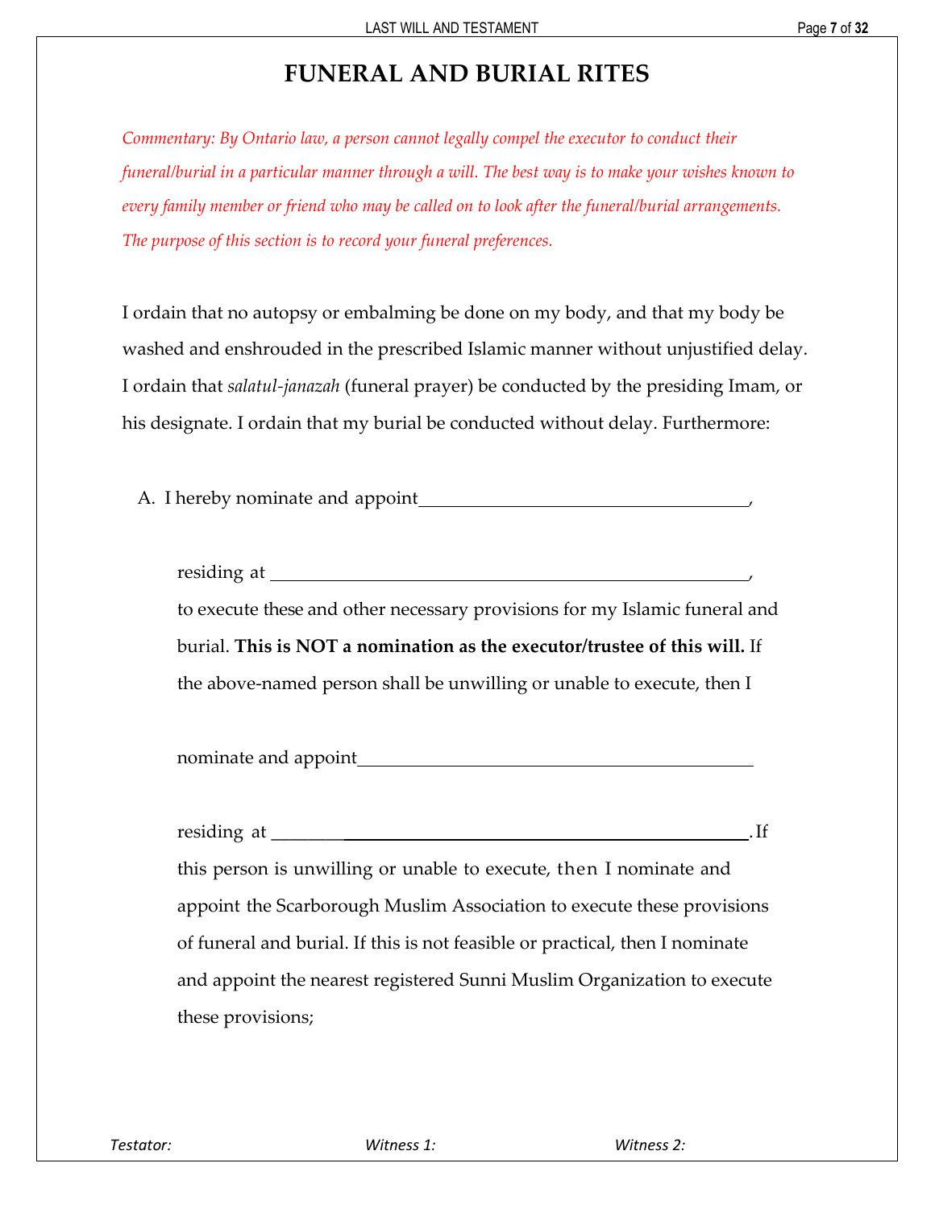# FUNERAL AND BURIAL RITES

*Commentary: By Ontario law, a person cannot legally compel the executor to conduct their funeral/burial in a particular manner through a will. The best way is to make your wishes known to every family member or friend who may be called on to look after the funeral/burial arrangements. The purpose of this section is to record your funeral preferences.*

I ordain that no autopsy or embalming be done on my body, and that my body be washed and enshrouded in the prescribed Islamic manner without unjustified delay. I ordain that *salatul-janazah* (funeral prayer) be conducted by the presiding Imam, or his designate. I ordain that my burial be conducted without delay. Furthermore:

A. I hereby nominate and appoint\_\_\_\_\_\_\_\_\_\_\_\_\_\_\_\_\_\_\_\_\_\_\_\_\_\_\_\_\_\_\_\_\_\_\_\_,

residing at \_\_\_\_\_\_\_\_\_\_\_\_\_\_\_\_\_\_\_\_\_\_\_\_\_\_\_\_\_\_\_\_\_\_\_\_\_\_\_\_\_\_\_\_\_\_\_\_,
to execute these and other necessary provisions for my Islamic funeral and burial. **This is NOT a nomination as the executor/trustee of this will.** If the above-named person shall be unwilling or unable to execute, then I

nominate and appoint\_\_\_\_\_\_\_\_\_\_\_\_\_\_\_\_\_\_\_\_\_\_\_\_\_\_\_\_\_\_\_\_\_\_\_\_\_\_\_\_\_\_

residing at \_\_\_\_\_\_\_\_\_\_\_\_\_\_\_\_\_\_\_\_\_\_\_\_\_\_\_\_\_\_\_\_\_\_\_\_\_\_\_\_\_\_\_\_\_\_\_\_. If this person is unwilling or unable to execute, then I nominate and appoint the Scarborough Muslim Association to execute these provisions of funeral and burial. If this is not feasible or practical, then I nominate and appoint the nearest registered Sunni Muslim Organization to execute these provisions;

*Testator:* *Witness 1:* *Witness 2:*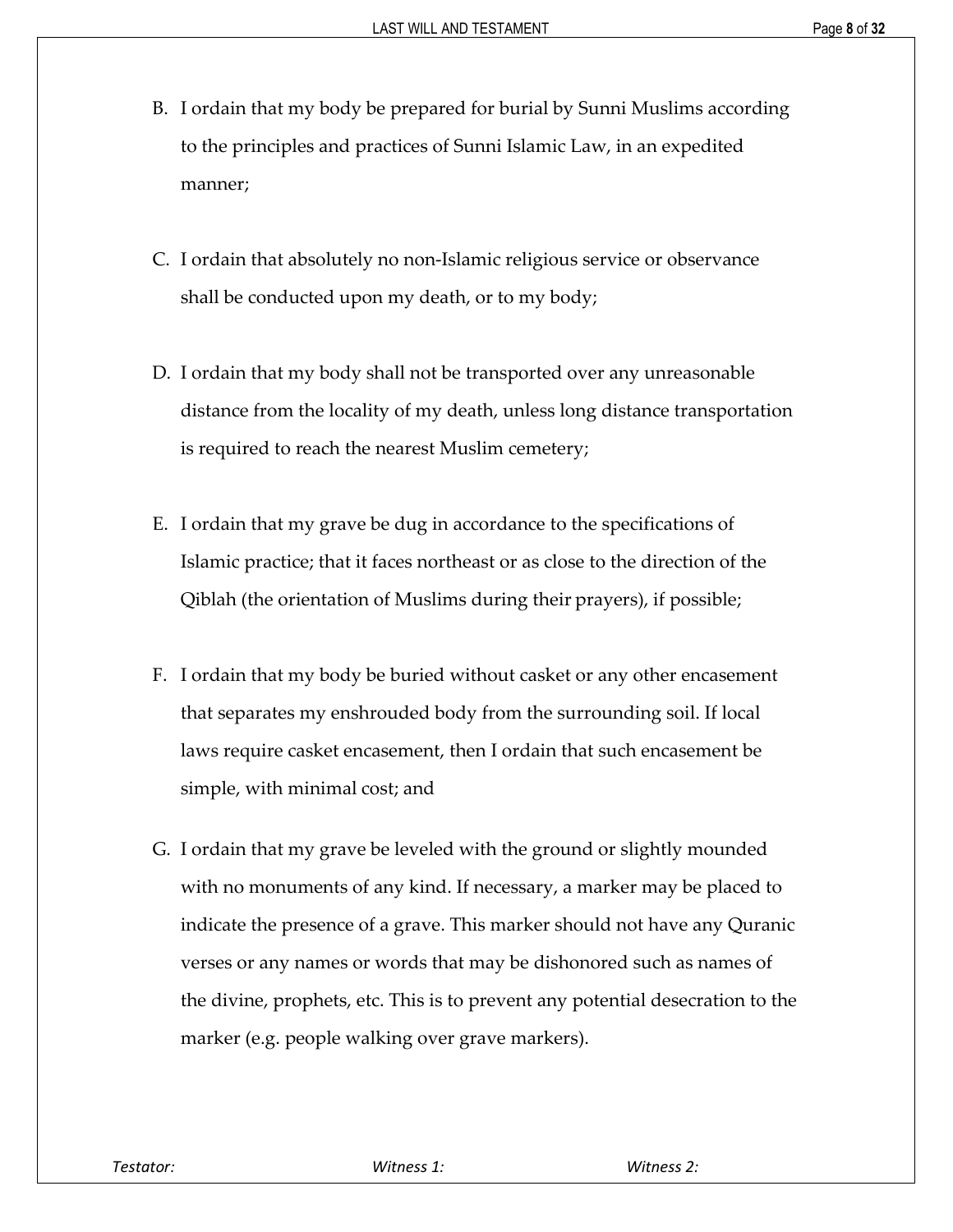B. I ordain that my body be prepared for burial by Sunni Muslims according to the principles and practices of Sunni Islamic Law, in an expedited manner;

C. I ordain that absolutely no non-Islamic religious service or observance shall be conducted upon my death, or to my body;

D. I ordain that my body shall not be transported over any unreasonable distance from the locality of my death, unless long distance transportation is required to reach the nearest Muslim cemetery;

E. I ordain that my grave be dug in accordance to the specifications of Islamic practice; that it faces northeast or as close to the direction of the Qiblah (the orientation of Muslims during their prayers), if possible;

F. I ordain that my body be buried without casket or any other encasement that separates my enshrouded body from the surrounding soil. If local laws require casket encasement, then I ordain that such encasement be simple, with minimal cost; and

G. I ordain that my grave be leveled with the ground or slightly mounded with no monuments of any kind. If necessary, a marker may be placed to indicate the presence of a grave. This marker should not have any Quranic verses or any names or words that may be dishonored such as names of the divine, prophets, etc. This is to prevent any potential desecration to the marker (e.g. people walking over grave markers).

*Testator:* *Witness 1:* *Witness 2:*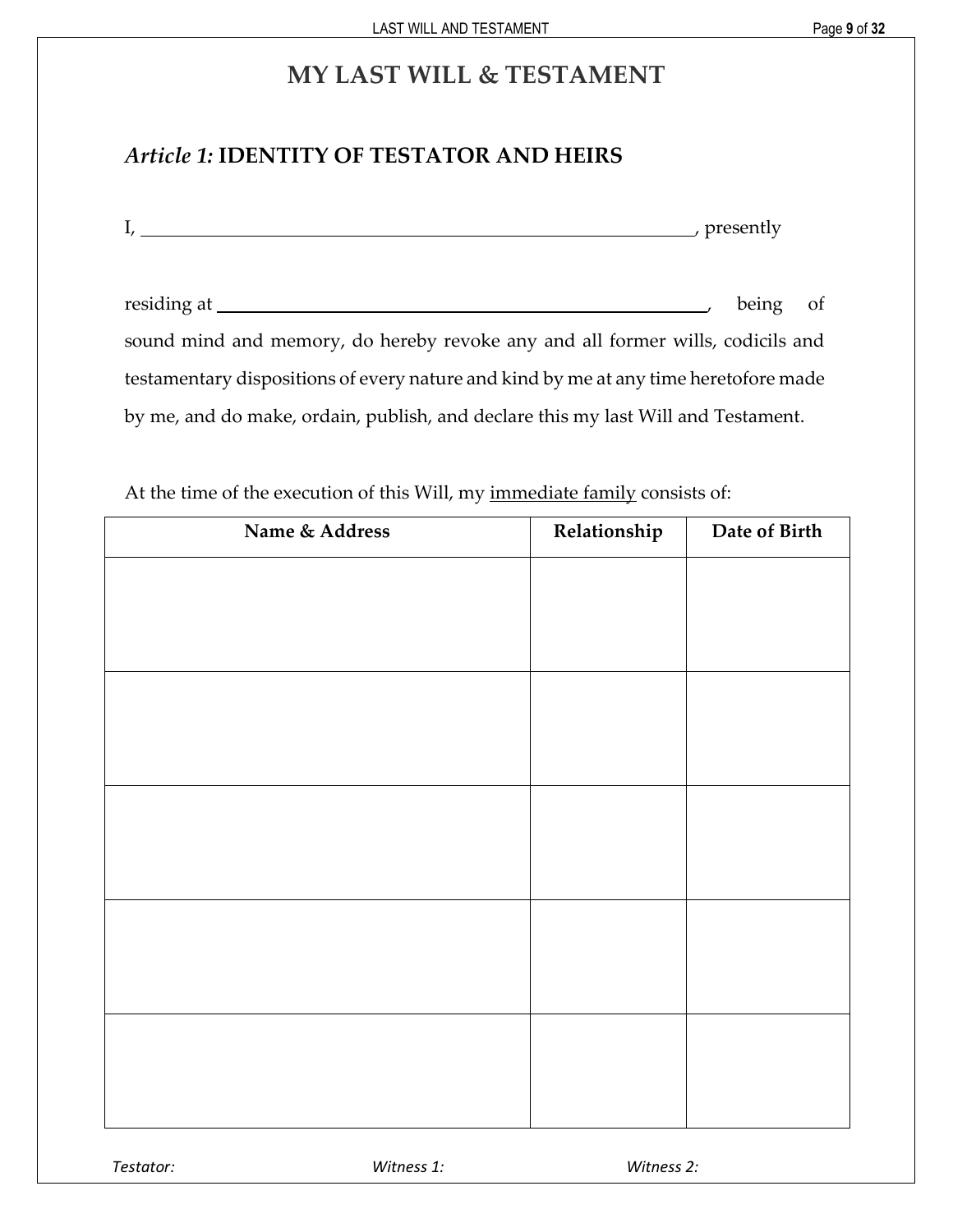# MY LAST WILL & TESTAMENT

## *Article 1:* IDENTITY OF TESTATOR AND HEIRS

I, ____________________________________________________________, presently

residing at _______________________________________________________, being of sound mind and memory, do hereby revoke any and all former wills, codicils and testamentary dispositions of every nature and kind by me at any time heretofore made by me, and do make, ordain, publish, and declare this my last Will and Testament.

At the time of the execution of this Will, my immediate family consists of:

| Name & Address | Relationship | Date of Birth |
|---|---|---|
| | | |
| | | |
| | | |
| | | |
| | | |

*Testator:* *Witness 1:* *Witness 2:*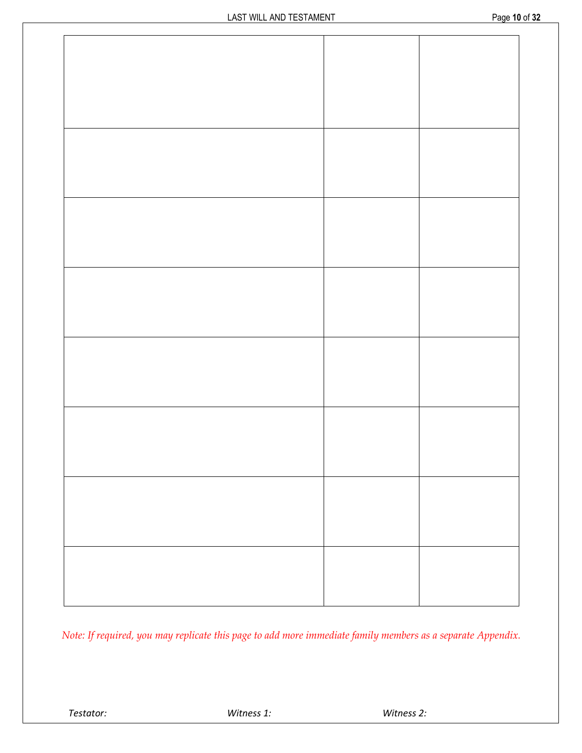| | | |
|---|---|---|
| | | |
| | | |
| | | |
| | | |
| | | |
| | | |
| | | |
| | | |

*Note: If required, you may replicate this page to add more immediate family members as a separate Appendix.*

*Testator:* *Witness 1:* *Witness 2:*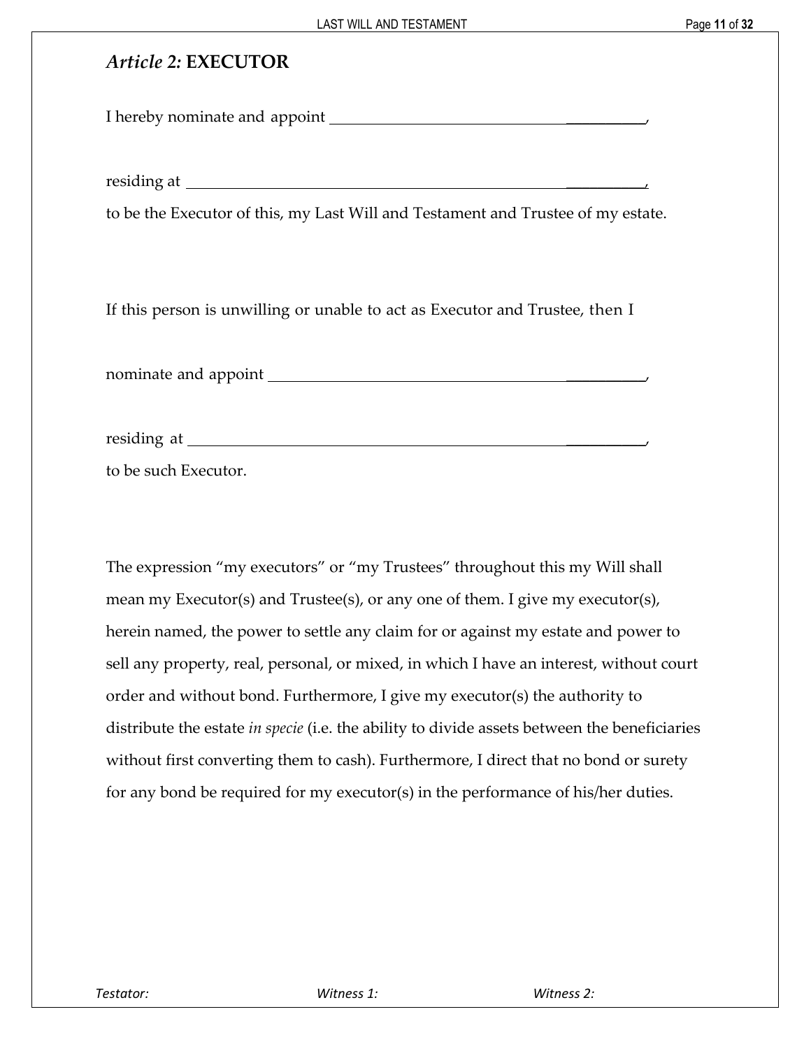## *Article 2:* **EXECUTOR**

I hereby nominate and appoint ______________________________________________,

residing at ______________________________________________________________,
to be the Executor of this, my Last Will and Testament and Trustee of my estate.

If this person is unwilling or unable to act as Executor and Trustee, then I

nominate and appoint _____________________________________________________,

residing at ______________________________________________________________,
to be such Executor.

The expression "my executors" or "my Trustees" throughout this my Will shall mean my Executor(s) and Trustee(s), or any one of them. I give my executor(s), herein named, the power to settle any claim for or against my estate and power to sell any property, real, personal, or mixed, in which I have an interest, without court order and without bond. Furthermore, I give my executor(s) the authority to distribute the estate *in specie* (i.e. the ability to divide assets between the beneficiaries without first converting them to cash). Furthermore, I direct that no bond or surety for any bond be required for my executor(s) in the performance of his/her duties.

*Testator:* *Witness 1:* *Witness 2:*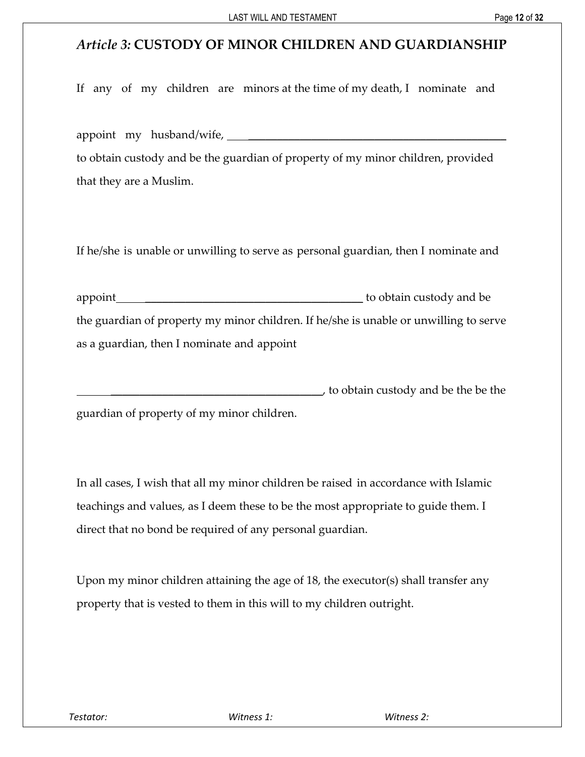## *Article 3:* CUSTODY OF MINOR CHILDREN AND GUARDIANSHIP

If any of my children are minors at the time of my death, I nominate and

appoint my husband/wife, ________________________________________________ to obtain custody and be the guardian of property of my minor children, provided that they are a Muslim.

If he/she is unable or unwilling to serve as personal guardian, then I nominate and

appoint_________________________________________ to obtain custody and be the guardian of property my minor children. If he/she is unable or unwilling to serve as a guardian, then I nominate and appoint

_________________________________________, to obtain custody and be the be the guardian of property of my minor children.

In all cases, I wish that all my minor children be raised in accordance with Islamic teachings and values, as I deem these to be the most appropriate to guide them. I direct that no bond be required of any personal guardian.

Upon my minor children attaining the age of 18, the executor(s) shall transfer any property that is vested to them in this will to my children outright.

*Testator:* *Witness 1:* *Witness 2:*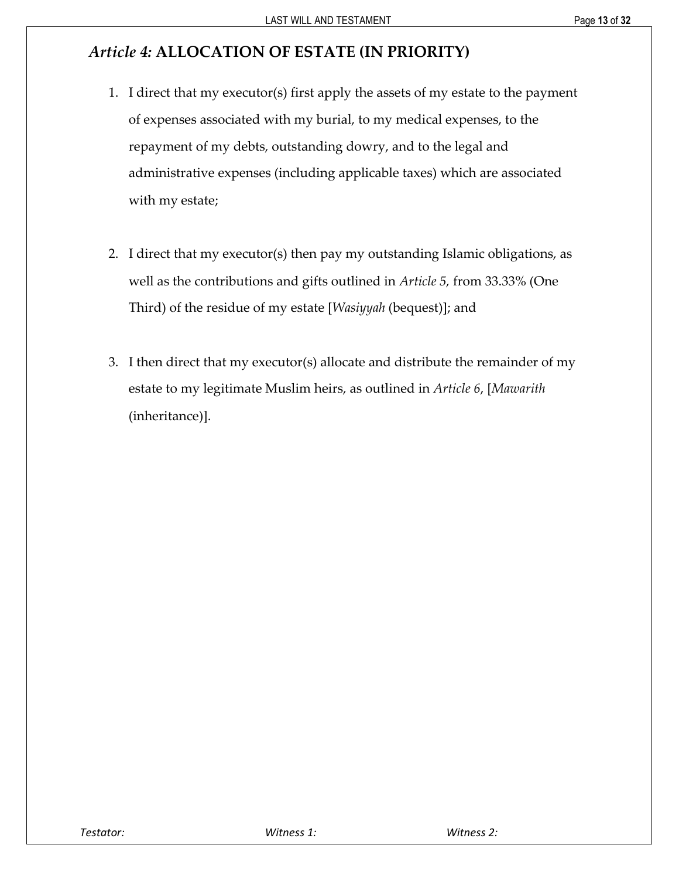## *Article 4:* **ALLOCATION OF ESTATE (IN PRIORITY)**

1. I direct that my executor(s) first apply the assets of my estate to the payment of expenses associated with my burial, to my medical expenses, to the repayment of my debts, outstanding dowry, and to the legal and administrative expenses (including applicable taxes) which are associated with my estate;

2. I direct that my executor(s) then pay my outstanding Islamic obligations, as well as the contributions and gifts outlined in *Article 5,* from 33.33% (One Third) of the residue of my estate [*Wasiyyah* (bequest)]; and

3. I then direct that my executor(s) allocate and distribute the remainder of my estate to my legitimate Muslim heirs, as outlined in *Article 6*, [*Mawarith* (inheritance)].

*Testator:* *Witness 1:* *Witness 2:*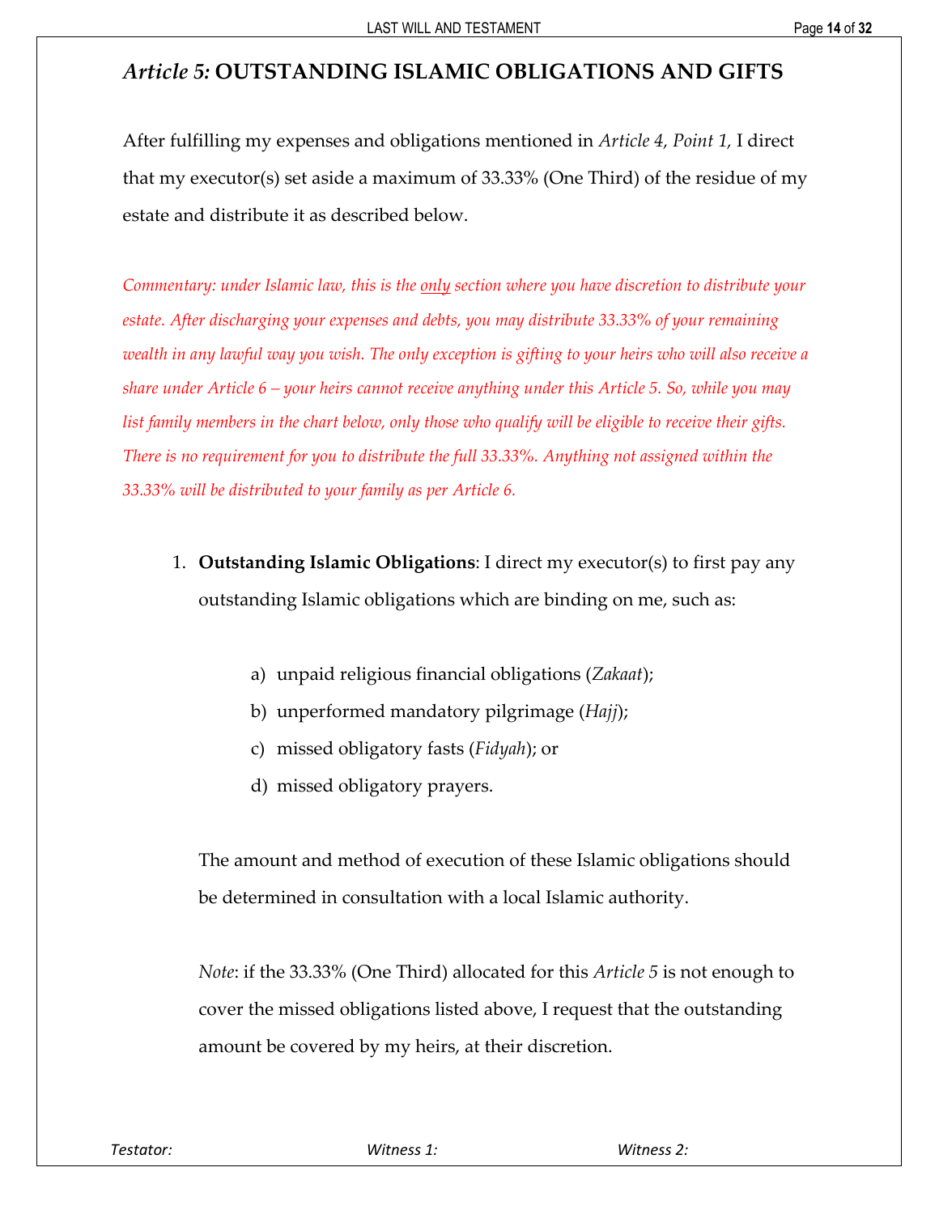## *Article 5:* OUTSTANDING ISLAMIC OBLIGATIONS AND GIFTS

After fulfilling my expenses and obligations mentioned in *Article 4, Point 1,* I direct that my executor(s) set aside a maximum of 33.33% (One Third) of the residue of my estate and distribute it as described below.

*Commentary: under Islamic law, this is the only section where you have discretion to distribute your estate. After discharging your expenses and debts, you may distribute 33.33% of your remaining wealth in any lawful way you wish. The only exception is gifting to your heirs who will also receive a share under Article 6 – your heirs cannot receive anything under this Article 5. So, while you may list family members in the chart below, only those who qualify will be eligible to receive their gifts. There is no requirement for you to distribute the full 33.33%. Anything not assigned within the 33.33% will be distributed to your family as per Article 6.*

1. **Outstanding Islamic Obligations**: I direct my executor(s) to first pay any outstanding Islamic obligations which are binding on me, such as:

   a) unpaid religious financial obligations (*Zakaat*);
   b) unperformed mandatory pilgrimage (*Hajj*);
   c) missed obligatory fasts (*Fidyah*); or
   d) missed obligatory prayers.

   The amount and method of execution of these Islamic obligations should be determined in consultation with a local Islamic authority.

   *Note*: if the 33.33% (One Third) allocated for this *Article 5* is not enough to cover the missed obligations listed above, I request that the outstanding amount be covered by my heirs, at their discretion.

*Testator:* *Witness 1:* *Witness 2:*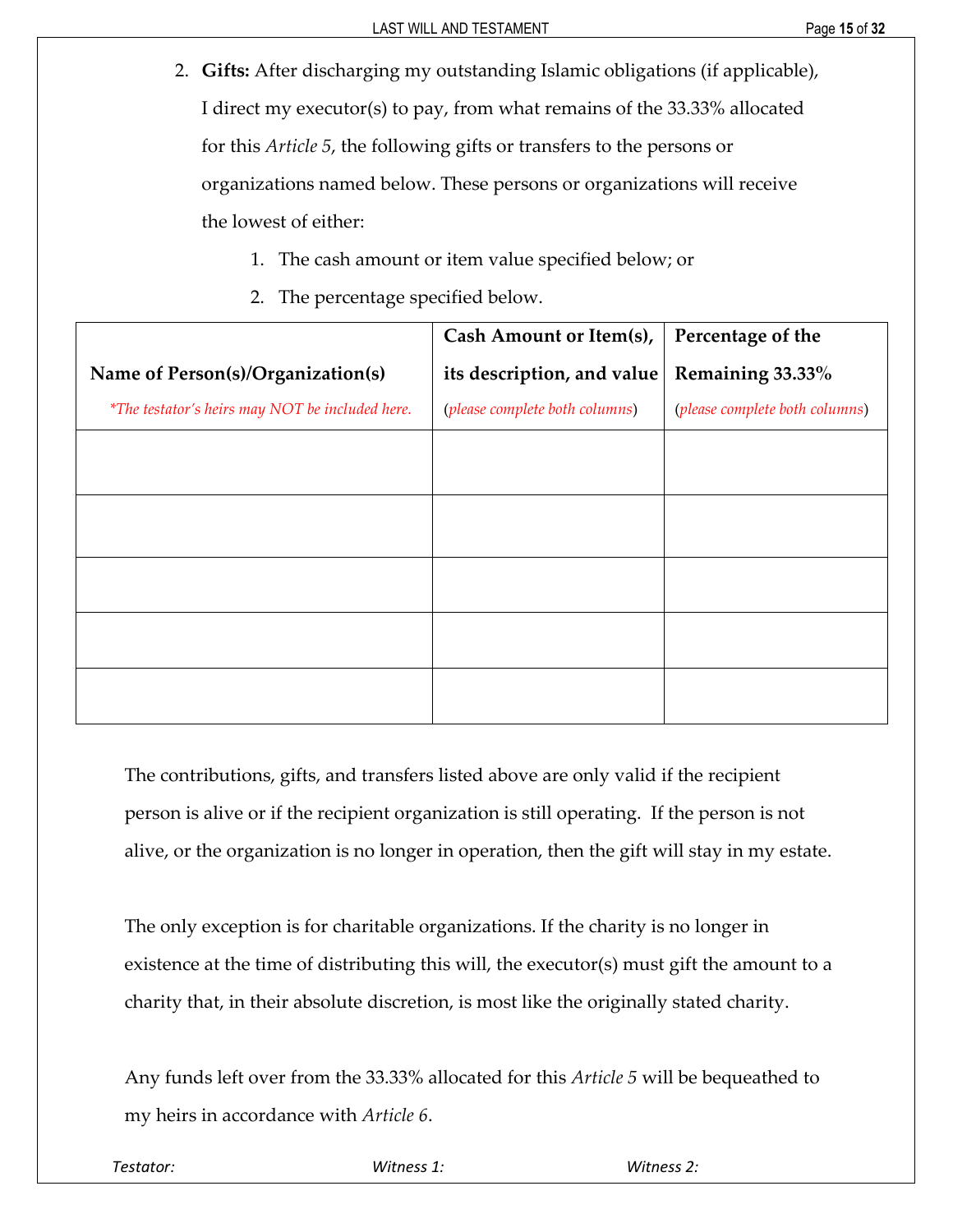2. **Gifts:** After discharging my outstanding Islamic obligations (if applicable), I direct my executor(s) to pay, from what remains of the 33.33% allocated for this *Article 5*, the following gifts or transfers to the persons or organizations named below. These persons or organizations will receive the lowest of either:

    1. The cash amount or item value specified below; or
    2. The percentage specified below.

| **Name of Person(s)/Organization(s)** *\*The testator's heirs may NOT be included here.* | **Cash Amount or Item(s), its description, and value** (*please complete both columns*) | **Percentage of the Remaining 33.33%** (*please complete both columns*) |
|---|---|---|
| | | |
| | | |
| | | |
| | | |
| | | |

The contributions, gifts, and transfers listed above are only valid if the recipient person is alive or if the recipient organization is still operating. If the person is not alive, or the organization is no longer in operation, then the gift will stay in my estate.

The only exception is for charitable organizations. If the charity is no longer in existence at the time of distributing this will, the executor(s) must gift the amount to a charity that, in their absolute discretion, is most like the originally stated charity.

Any funds left over from the 33.33% allocated for this *Article 5* will be bequeathed to my heirs in accordance with *Article 6*.

*Testator:* *Witness 1:* *Witness 2:*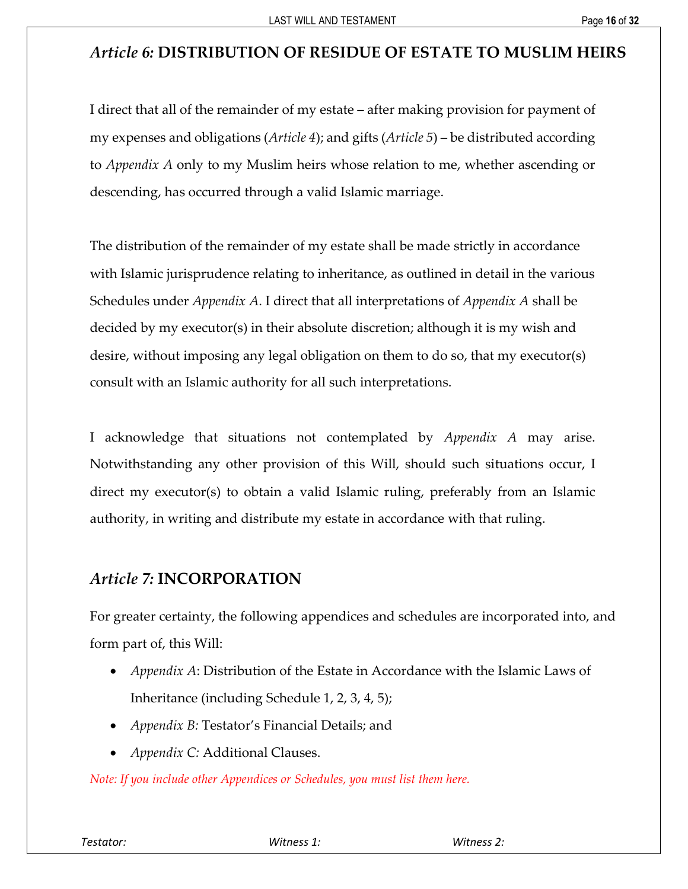## *Article 6:* DISTRIBUTION OF RESIDUE OF ESTATE TO MUSLIM HEIRS

I direct that all of the remainder of my estate – after making provision for payment of my expenses and obligations (*Article 4*); and gifts (*Article 5*) – be distributed according to *Appendix A* only to my Muslim heirs whose relation to me, whether ascending or descending, has occurred through a valid Islamic marriage.

The distribution of the remainder of my estate shall be made strictly in accordance with Islamic jurisprudence relating to inheritance, as outlined in detail in the various Schedules under *Appendix A*. I direct that all interpretations of *Appendix A* shall be decided by my executor(s) in their absolute discretion; although it is my wish and desire, without imposing any legal obligation on them to do so, that my executor(s) consult with an Islamic authority for all such interpretations.

I acknowledge that situations not contemplated by *Appendix A* may arise. Notwithstanding any other provision of this Will, should such situations occur, I direct my executor(s) to obtain a valid Islamic ruling, preferably from an Islamic authority, in writing and distribute my estate in accordance with that ruling.

## *Article 7:* INCORPORATION

For greater certainty, the following appendices and schedules are incorporated into, and form part of, this Will:

- *Appendix A*: Distribution of the Estate in Accordance with the Islamic Laws of Inheritance (including Schedule 1, 2, 3, 4, 5);
- *Appendix B:* Testator's Financial Details; and
- *Appendix C:* Additional Clauses.

*Note: If you include other Appendices or Schedules, you must list them here.*

*Testator:* *Witness 1:* *Witness 2:*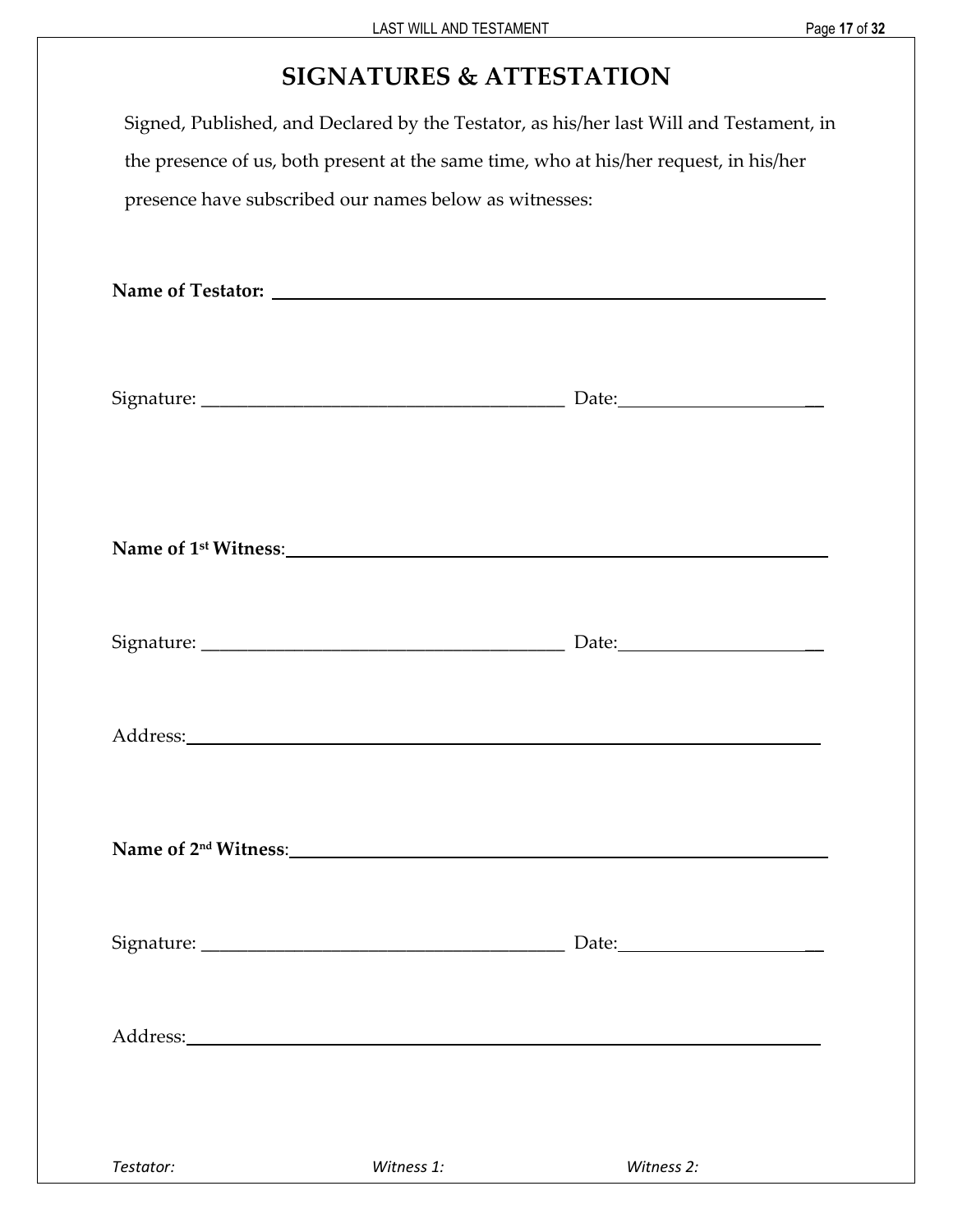## SIGNATURES & ATTESTATION

Signed, Published, and Declared by the Testator, as his/her last Will and Testament, in the presence of us, both present at the same time, who at his/her request, in his/her presence have subscribed our names below as witnesses:

**Name of Testator:** ______________________________________________

Signature: ________________________________________ Date: ______________________

**Name of 1st Witness**: ______________________________________________

Signature: ________________________________________ Date: ______________________

Address: ______________________________________________

**Name of 2nd Witness**: ______________________________________________

Signature: ________________________________________ Date: ______________________

Address: ______________________________________________

*Testator:* *Witness 1:* *Witness 2:*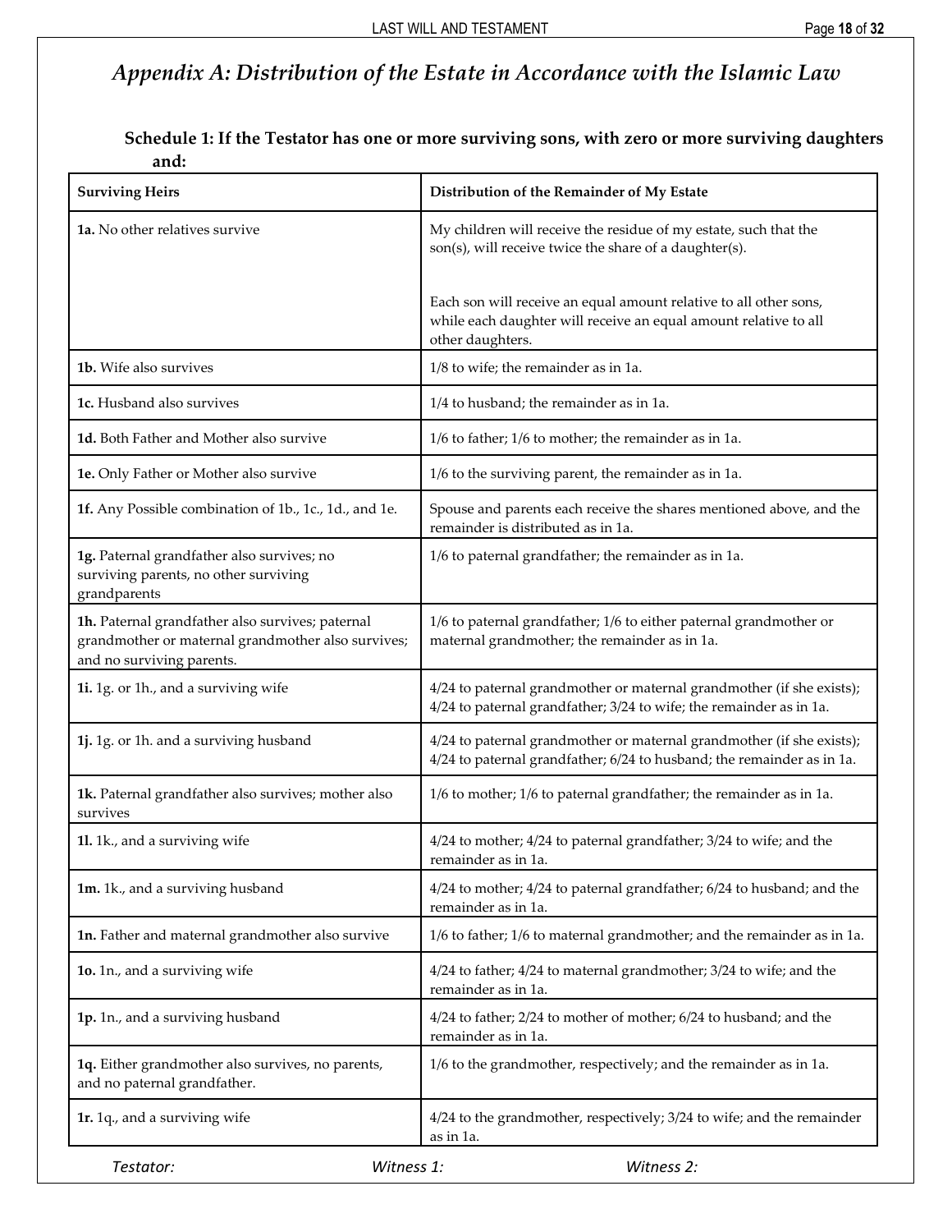## *Appendix A: Distribution of the Estate in Accordance with the Islamic Law*

### Schedule 1: If the Testator has one or more surviving sons, with zero or more surviving daughters and:

| Surviving Heirs | Distribution of the Remainder of My Estate |
|---|---|
| **1a.** No other relatives survive | My children will receive the residue of my estate, such that the son(s), will receive twice the share of a daughter(s).<br><br>Each son will receive an equal amount relative to all other sons, while each daughter will receive an equal amount relative to all other daughters. |
| **1b.** Wife also survives | 1/8 to wife; the remainder as in 1a. |
| **1c.** Husband also survives | 1/4 to husband; the remainder as in 1a. |
| **1d.** Both Father and Mother also survive | 1/6 to father; 1/6 to mother; the remainder as in 1a. |
| **1e.** Only Father or Mother also survive | 1/6 to the surviving parent, the remainder as in 1a. |
| **1f.** Any Possible combination of 1b., 1c., 1d., and 1e. | Spouse and parents each receive the shares mentioned above, and the remainder is distributed as in 1a. |
| **1g.** Paternal grandfather also survives; no surviving parents, no other surviving grandparents | 1/6 to paternal grandfather; the remainder as in 1a. |
| **1h.** Paternal grandfather also survives; paternal grandmother or maternal grandmother also survives; and no surviving parents. | 1/6 to paternal grandfather; 1/6 to either paternal grandmother or maternal grandmother; the remainder as in 1a. |
| **1i.** 1g. or 1h., and a surviving wife | 4/24 to paternal grandmother or maternal grandmother (if she exists); 4/24 to paternal grandfather; 3/24 to wife; the remainder as in 1a. |
| **1j.** 1g. or 1h. and a surviving husband | 4/24 to paternal grandmother or maternal grandmother (if she exists); 4/24 to paternal grandfather; 6/24 to husband; the remainder as in 1a. |
| **1k.** Paternal grandfather also survives; mother also survives | 1/6 to mother; 1/6 to paternal grandfather; the remainder as in 1a. |
| **1l.** 1k., and a surviving wife | 4/24 to mother; 4/24 to paternal grandfather; 3/24 to wife; and the remainder as in 1a. |
| **1m.** 1k., and a surviving husband | 4/24 to mother; 4/24 to paternal grandfather; 6/24 to husband; and the remainder as in 1a. |
| **1n.** Father and maternal grandmother also survive | 1/6 to father; 1/6 to maternal grandmother; and the remainder as in 1a. |
| **1o.** 1n., and a surviving wife | 4/24 to father; 4/24 to maternal grandmother; 3/24 to wife; and the remainder as in 1a. |
| **1p.** 1n., and a surviving husband | 4/24 to father; 2/24 to mother of mother; 6/24 to husband; and the remainder as in 1a. |
| **1q.** Either grandmother also survives, no parents, and no paternal grandfather. | 1/6 to the grandmother, respectively; and the remainder as in 1a. |
| **1r.** 1q., and a surviving wife | 4/24 to the grandmother, respectively; 3/24 to wife; and the remainder as in 1a. |

*Testator:* *Witness 1:* *Witness 2:*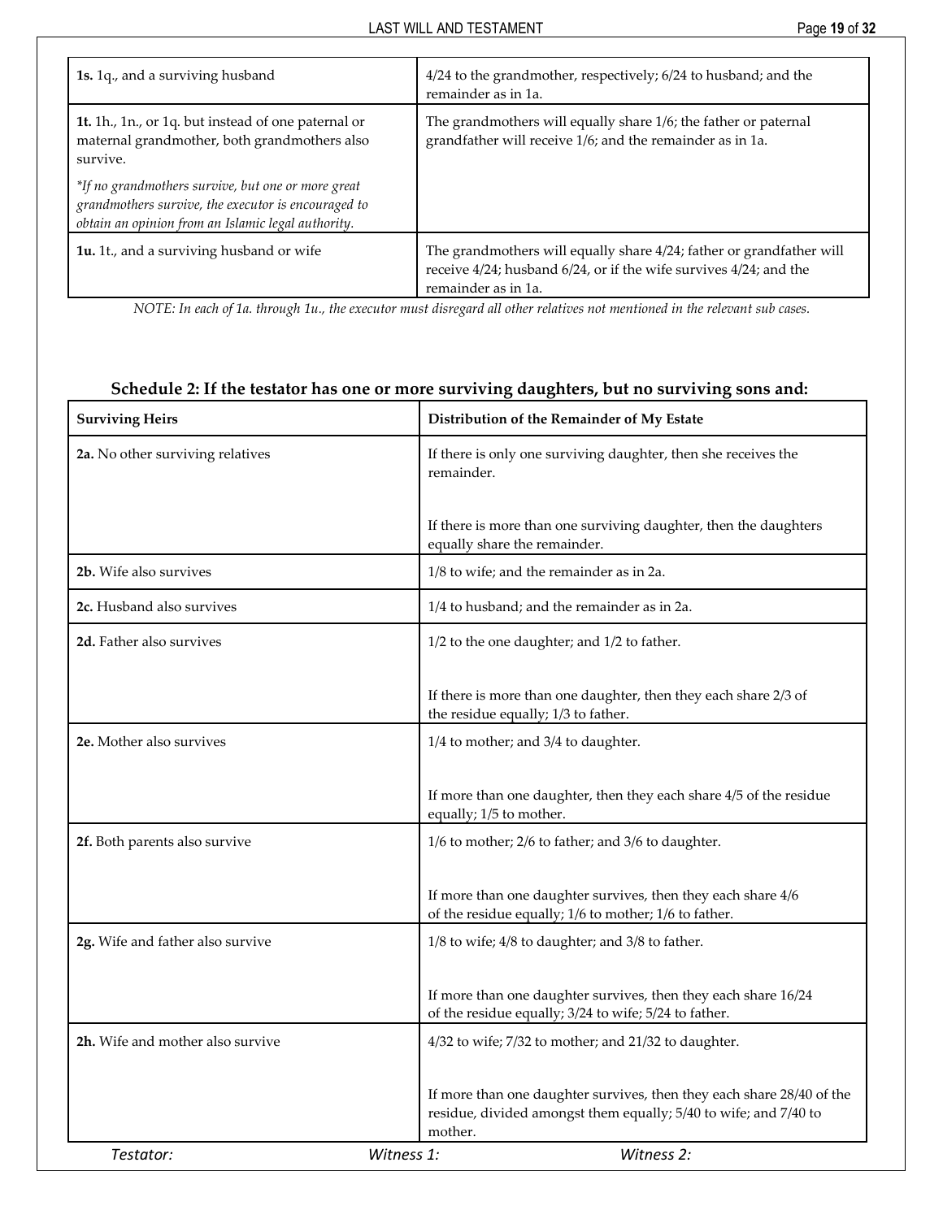| | |
|---|---|
| **1s.** 1q., and a surviving husband | 4/24 to the grandmother, respectively; 6/24 to husband; and the remainder as in 1a. |
| **1t.** 1h., 1n., or 1q. but instead of one paternal or maternal grandmother, both grandmothers also survive.<br><br>*\*If no grandmothers survive, but one or more great grandmothers survive, the executor is encouraged to obtain an opinion from an Islamic legal authority.* | The grandmothers will equally share 1/6; the father or paternal grandfather will receive 1/6; and the remainder as in 1a. |
| **1u.** 1t., and a surviving husband or wife | The grandmothers will equally share 4/24; father or grandfather will receive 4/24; husband 6/24, or if the wife survives 4/24; and the remainder as in 1a. |

*NOTE: In each of 1a. through 1u., the executor must disregard all other relatives not mentioned in the relevant sub cases.*

### Schedule 2: If the testator has one or more surviving daughters, but no surviving sons and:

| Surviving Heirs | Distribution of the Remainder of My Estate |
|---|---|
| **2a.** No other surviving relatives | If there is only one surviving daughter, then she receives the remainder.<br><br>If there is more than one surviving daughter, then the daughters equally share the remainder. |
| **2b.** Wife also survives | 1/8 to wife; and the remainder as in 2a. |
| **2c.** Husband also survives | 1/4 to husband; and the remainder as in 2a. |
| **2d.** Father also survives | 1/2 to the one daughter; and 1/2 to father.<br><br>If there is more than one daughter, then they each share 2/3 of the residue equally; 1/3 to father. |
| **2e.** Mother also survives | 1/4 to mother; and 3/4 to daughter.<br><br>If more than one daughter, then they each share 4/5 of the residue equally; 1/5 to mother. |
| **2f.** Both parents also survive | 1/6 to mother; 2/6 to father; and 3/6 to daughter.<br><br>If more than one daughter survives, then they each share 4/6 of the residue equally; 1/6 to mother; 1/6 to father. |
| **2g.** Wife and father also survive | 1/8 to wife; 4/8 to daughter; and 3/8 to father.<br><br>If more than one daughter survives, then they each share 16/24 of the residue equally; 3/24 to wife; 5/24 to father. |
| **2h.** Wife and mother also survive | 4/32 to wife; 7/32 to mother; and 21/32 to daughter.<br><br>If more than one daughter survives, then they each share 28/40 of the residue, divided amongst them equally; 5/40 to wife; and 7/40 to mother. |

*Testator:* *Witness 1:* *Witness 2:*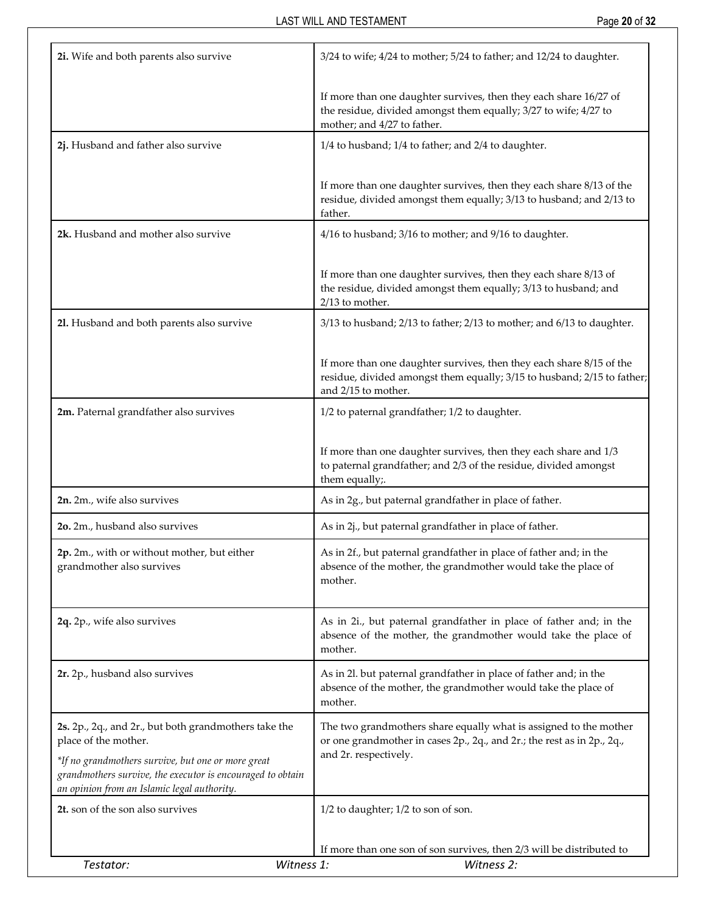| | |
|---|---|
| **2i.** Wife and both parents also survive | 3/24 to wife; 4/24 to mother; 5/24 to father; and 12/24 to daughter.<br><br>If more than one daughter survives, then they each share 16/27 of the residue, divided amongst them equally; 3/27 to wife; 4/27 to mother; and 4/27 to father. |
| **2j.** Husband and father also survive | 1/4 to husband; 1/4 to father; and 2/4 to daughter.<br><br>If more than one daughter survives, then they each share 8/13 of the residue, divided amongst them equally; 3/13 to husband; and 2/13 to father. |
| **2k.** Husband and mother also survive | 4/16 to husband; 3/16 to mother; and 9/16 to daughter.<br><br>If more than one daughter survives, then they each share 8/13 of the residue, divided amongst them equally; 3/13 to husband; and 2/13 to mother. |
| **2l.** Husband and both parents also survive | 3/13 to husband; 2/13 to father; 2/13 to mother; and 6/13 to daughter.<br><br>If more than one daughter survives, then they each share 8/15 of the residue, divided amongst them equally; 3/15 to husband; 2/15 to father; and 2/15 to mother. |
| **2m.** Paternal grandfather also survives | 1/2 to paternal grandfather; 1/2 to daughter.<br><br>If more than one daughter survives, then they each share and 1/3 to paternal grandfather; and 2/3 of the residue, divided amongst them equally;. |
| **2n.** 2m., wife also survives | As in 2g., but paternal grandfather in place of father. |
| **2o.** 2m., husband also survives | As in 2j., but paternal grandfather in place of father. |
| **2p.** 2m., with or without mother, but either grandmother also survives | As in 2f., but paternal grandfather in place of father and; in the absence of the mother, the grandmother would take the place of mother. |
| **2q.** 2p., wife also survives | As in 2i., but paternal grandfather in place of father and; in the absence of the mother, the grandmother would take the place of mother. |
| **2r.** 2p., husband also survives | As in 2l. but paternal grandfather in place of father and; in the absence of the mother, the grandmother would take the place of mother. |
| **2s.** 2p., 2q., and 2r., but both grandmothers take the place of the mother.<br><br>*\*If no grandmothers survive, but one or more great grandmothers survive, the executor is encouraged to obtain an opinion from an Islamic legal authority.* | The two grandmothers share equally what is assigned to the mother or one grandmother in cases 2p., 2q., and 2r.; the rest as in 2p., 2q., and 2r. respectively. |
| **2t.** son of the son also survives | 1/2 to daughter; 1/2 to son of son.<br><br>If more than one son of son survives, then 2/3 will be distributed to |

*Testator:* *Witness 1:* *Witness 2:*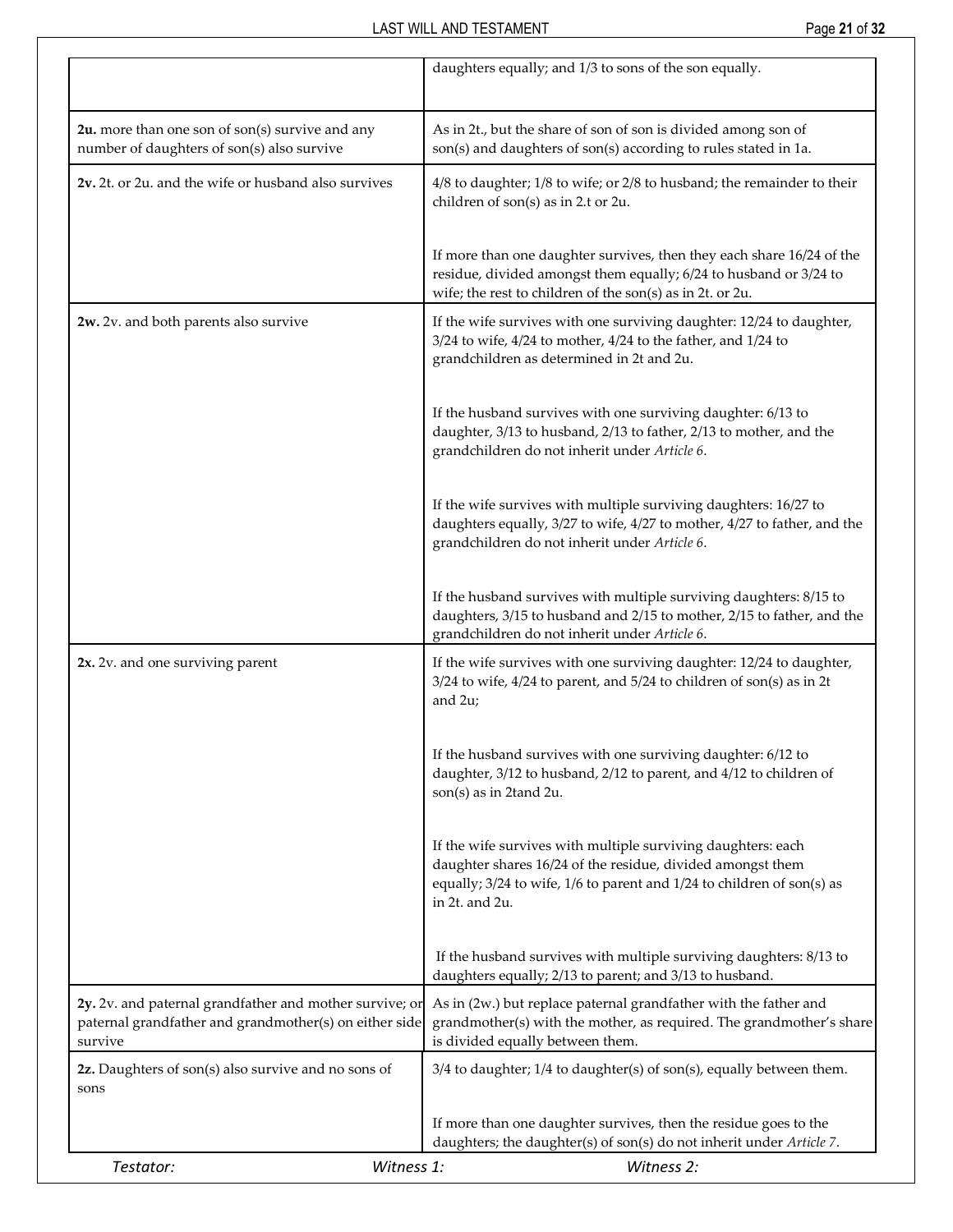| | |
|---|---|
| | daughters equally; and 1/3 to sons of the son equally. |
| **2u.** more than one son of son(s) survive and any number of daughters of son(s) also survive | As in 2t., but the share of son of son is divided among son of son(s) and daughters of son(s) according to rules stated in 1a. |
| **2v.** 2t. or 2u. and the wife or husband also survives | 4/8 to daughter; 1/8 to wife; or 2/8 to husband; the remainder to their children of son(s) as in 2.t or 2u. |
| | If more than one daughter survives, then they each share 16/24 of the residue, divided amongst them equally; 6/24 to husband or 3/24 to wife; the rest to children of the son(s) as in 2t. or 2u. |
| **2w.** 2v. and both parents also survive | If the wife survives with one surviving daughter: 12/24 to daughter, 3/24 to wife, 4/24 to mother, 4/24 to the father, and 1/24 to grandchildren as determined in 2t and 2u. |
| | If the husband survives with one surviving daughter: 6/13 to daughter, 3/13 to husband, 2/13 to father, 2/13 to mother, and the grandchildren do not inherit under *Article 6*. |
| | If the wife survives with multiple surviving daughters: 16/27 to daughters equally, 3/27 to wife, 4/27 to mother, 4/27 to father, and the grandchildren do not inherit under *Article 6*. |
| | If the husband survives with multiple surviving daughters: 8/15 to daughters, 3/15 to husband and 2/15 to mother, 2/15 to father, and the grandchildren do not inherit under *Article 6*. |
| **2x.** 2v. and one surviving parent | If the wife survives with one surviving daughter: 12/24 to daughter, 3/24 to wife, 4/24 to parent, and 5/24 to children of son(s) as in 2t and 2u; |
| | If the husband survives with one surviving daughter: 6/12 to daughter, 3/12 to husband, 2/12 to parent, and 4/12 to children of son(s) as in 2tand 2u. |
| | If the wife survives with multiple surviving daughters: each daughter shares 16/24 of the residue, divided amongst them equally; 3/24 to wife, 1/6 to parent and 1/24 to children of son(s) as in 2t. and 2u. |
| | If the husband survives with multiple surviving daughters: 8/13 to daughters equally; 2/13 to parent; and 3/13 to husband. |
| **2y.** 2v. and paternal grandfather and mother survive; or paternal grandfather and grandmother(s) on either side survive | As in (2w.) but replace paternal grandfather with the father and grandmother(s) with the mother, as required. The grandmother's share is divided equally between them. |
| **2z.** Daughters of son(s) also survive and no sons of sons | 3/4 to daughter; 1/4 to daughter(s) of son(s), equally between them. |
| | If more than one daughter survives, then the residue goes to the daughters; the daughter(s) of son(s) do not inherit under *Article 7*. |

*Testator:* *Witness 1:* *Witness 2:*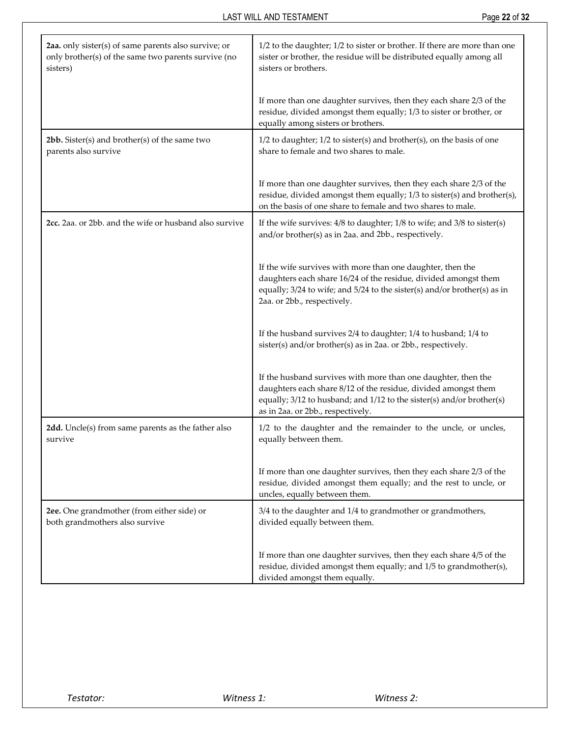| | |
|---|---|
| **2aa.** only sister(s) of same parents also survive; or only brother(s) of the same two parents survive (no sisters) | 1/2 to the daughter; 1/2 to sister or brother. If there are more than one sister or brother, the residue will be distributed equally among all sisters or brothers.<br><br>If more than one daughter survives, then they each share 2/3 of the residue, divided amongst them equally; 1/3 to sister or brother, or equally among sisters or brothers. |
| **2bb.** Sister(s) and brother(s) of the same two parents also survive | 1/2 to daughter; 1/2 to sister(s) and brother(s), on the basis of one share to female and two shares to male.<br><br>If more than one daughter survives, then they each share 2/3 of the residue, divided amongst them equally; 1/3 to sister(s) and brother(s), on the basis of one share to female and two shares to male. |
| **2cc.** 2aa. or 2bb. and the wife or husband also survive | If the wife survives: 4/8 to daughter; 1/8 to wife; and 3/8 to sister(s) and/or brother(s) as in 2aa. and 2bb., respectively.<br><br>If the wife survives with more than one daughter, then the daughters each share 16/24 of the residue, divided amongst them equally; 3/24 to wife; and 5/24 to the sister(s) and/or brother(s) as in 2aa. or 2bb., respectively.<br><br>If the husband survives 2/4 to daughter; 1/4 to husband; 1/4 to sister(s) and/or brother(s) as in 2aa. or 2bb., respectively.<br><br>If the husband survives with more than one daughter, then the daughters each share 8/12 of the residue, divided amongst them equally; 3/12 to husband; and 1/12 to the sister(s) and/or brother(s) as in 2aa. or 2bb., respectively. |
| **2dd.** Uncle(s) from same parents as the father also survive | 1/2 to the daughter and the remainder to the uncle, or uncles, equally between them.<br><br>If more than one daughter survives, then they each share 2/3 of the residue, divided amongst them equally; and the rest to uncle, or uncles, equally between them. |
| **2ee.** One grandmother (from either side) or both grandmothers also survive | 3/4 to the daughter and 1/4 to grandmother or grandmothers, divided equally between them.<br><br>If more than one daughter survives, then they each share 4/5 of the residue, divided amongst them equally; and 1/5 to grandmother(s), divided amongst them equally. |

*Testator:* *Witness 1:* *Witness 2:*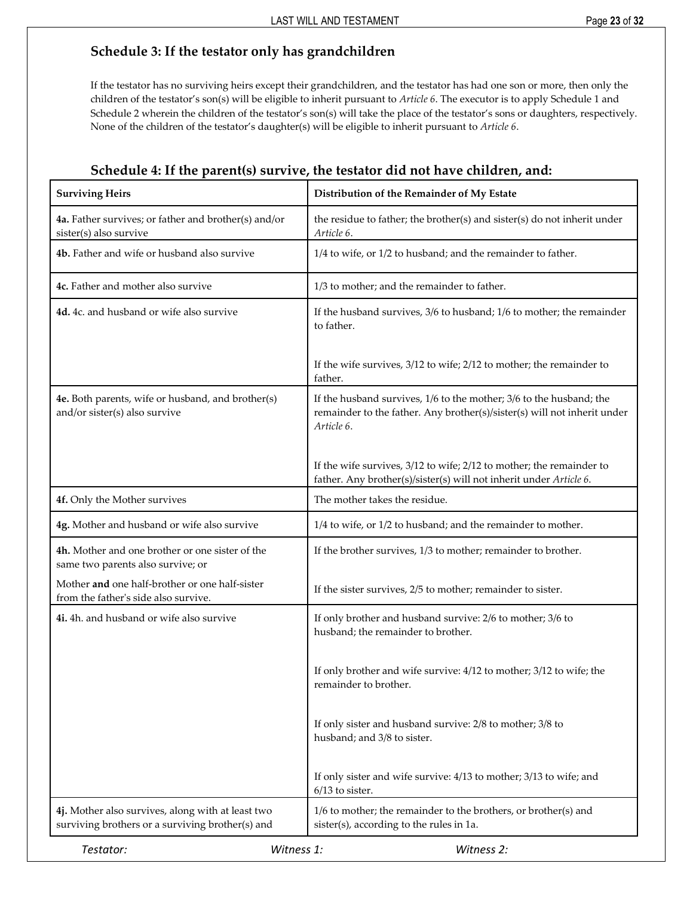## Schedule 3: If the testator only has grandchildren

If the testator has no surviving heirs except their grandchildren, and the testator has had one son or more, then only the children of the testator's son(s) will be eligible to inherit pursuant to *Article 6*. The executor is to apply Schedule 1 and Schedule 2 wherein the children of the testator's son(s) will take the place of the testator's sons or daughters, respectively. None of the children of the testator's daughter(s) will be eligible to inherit pursuant to *Article 6*.

## Schedule 4: If the parent(s) survive, the testator did not have children, and:

| Surviving Heirs | Distribution of the Remainder of My Estate |
|---|---|
| **4a.** Father survives; or father and brother(s) and/or sister(s) also survive | the residue to father; the brother(s) and sister(s) do not inherit under *Article 6*. |
| **4b.** Father and wife or husband also survive | 1/4 to wife, or 1/2 to husband; and the remainder to father. |
| **4c.** Father and mother also survive | 1/3 to mother; and the remainder to father. |
| **4d.** 4c. and husband or wife also survive | If the husband survives, 3/6 to husband; 1/6 to mother; the remainder to father.<br><br>If the wife survives, 3/12 to wife; 2/12 to mother; the remainder to father. |
| **4e.** Both parents, wife or husband, and brother(s) and/or sister(s) also survive | If the husband survives, 1/6 to the mother; 3/6 to the husband; the remainder to the father. Any brother(s)/sister(s) will not inherit under *Article 6*.<br><br>If the wife survives, 3/12 to wife; 2/12 to mother; the remainder to father. Any brother(s)/sister(s) will not inherit under *Article 6*. |
| **4f.** Only the Mother survives | The mother takes the residue. |
| **4g.** Mother and husband or wife also survive | 1/4 to wife, or 1/2 to husband; and the remainder to mother. |
| **4h.** Mother and one brother or one sister of the same two parents also survive; or<br><br>Mother **and** one half-brother or one half-sister from the father's side also survive. | If the brother survives, 1/3 to mother; remainder to brother.<br><br>If the sister survives, 2/5 to mother; remainder to sister. |
| **4i.** 4h. and husband or wife also survive | If only brother and husband survive: 2/6 to mother; 3/6 to husband; the remainder to brother.<br><br>If only brother and wife survive: 4/12 to mother; 3/12 to wife; the remainder to brother.<br><br>If only sister and husband survive: 2/8 to mother; 3/8 to husband; and 3/8 to sister.<br><br>If only sister and wife survive: 4/13 to mother; 3/13 to wife; and 6/13 to sister. |
| **4j.** Mother also survives, along with at least two surviving brothers or a surviving brother(s) and | 1/6 to mother; the remainder to the brothers, or brother(s) and sister(s), according to the rules in 1a. |

*Testator:* *Witness 1:* *Witness 2:*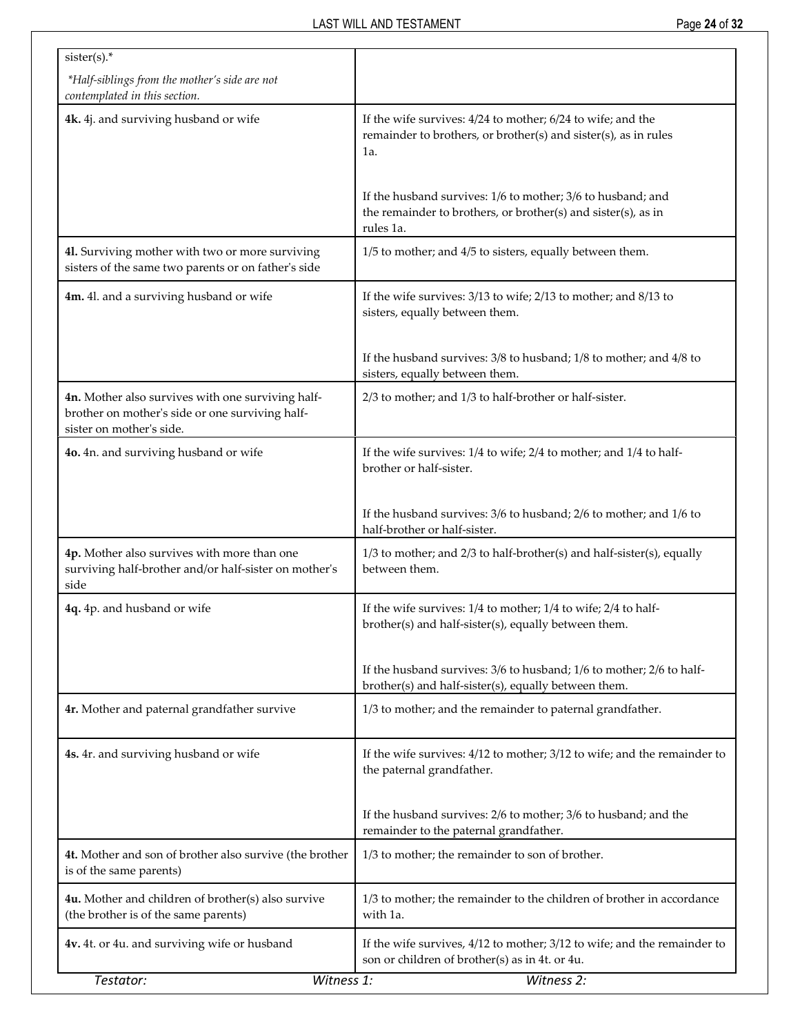| | |
|---|---|
| sister(s).* <br> *\*Half-siblings from the mother's side are not contemplated in this section.* | |
| **4k.** 4j. and surviving husband or wife | If the wife survives: 4/24 to mother; 6/24 to wife; and the remainder to brothers, or brother(s) and sister(s), as in rules 1a. <br><br> If the husband survives: 1/6 to mother; 3/6 to husband; and the remainder to brothers, or brother(s) and sister(s), as in rules 1a. |
| **4l.** Surviving mother with two or more surviving sisters of the same two parents or on father's side | 1/5 to mother; and 4/5 to sisters, equally between them. |
| **4m.** 4l. and a surviving husband or wife | If the wife survives: 3/13 to wife; 2/13 to mother; and 8/13 to sisters, equally between them. <br><br> If the husband survives: 3/8 to husband; 1/8 to mother; and 4/8 to sisters, equally between them. |
| **4n.** Mother also survives with one surviving half-brother on mother's side or one surviving half-sister on mother's side. | 2/3 to mother; and 1/3 to half-brother or half-sister. |
| **4o.** 4n. and surviving husband or wife | If the wife survives: 1/4 to wife; 2/4 to mother; and 1/4 to half-brother or half-sister. <br><br> If the husband survives: 3/6 to husband; 2/6 to mother; and 1/6 to half-brother or half-sister. |
| **4p.** Mother also survives with more than one surviving half-brother and/or half-sister on mother's side | 1/3 to mother; and 2/3 to half-brother(s) and half-sister(s), equally between them. |
| **4q.** 4p. and husband or wife | If the wife survives: 1/4 to mother; 1/4 to wife; 2/4 to half-brother(s) and half-sister(s), equally between them. <br><br> If the husband survives: 3/6 to husband; 1/6 to mother; 2/6 to half-brother(s) and half-sister(s), equally between them. |
| **4r.** Mother and paternal grandfather survive | 1/3 to mother; and the remainder to paternal grandfather. |
| **4s.** 4r. and surviving husband or wife | If the wife survives: 4/12 to mother; 3/12 to wife; and the remainder to the paternal grandfather. <br><br> If the husband survives: 2/6 to mother; 3/6 to husband; and the remainder to the paternal grandfather. |
| **4t.** Mother and son of brother also survive (the brother is of the same parents) | 1/3 to mother; the remainder to son of brother. |
| **4u.** Mother and children of brother(s) also survive (the brother is of the same parents) | 1/3 to mother; the remainder to the children of brother in accordance with 1a. |
| **4v.** 4t. or 4u. and surviving wife or husband | If the wife survives, 4/12 to mother; 3/12 to wife; and the remainder to son or children of brother(s) as in 4t. or 4u. |

*Testator:* *Witness 1:* *Witness 2:*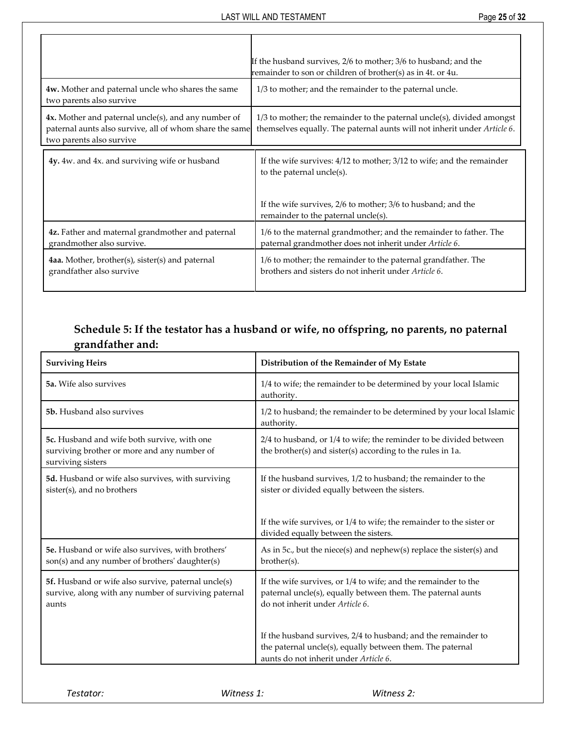| | |
|---|---|
| | If the husband survives, 2/6 to mother; 3/6 to husband; and the remainder to son or children of brother(s) as in 4t. or 4u. |
| **4w.** Mother and paternal uncle who shares the same two parents also survive | 1/3 to mother; and the remainder to the paternal uncle. |
| **4x.** Mother and paternal uncle(s), and any number of paternal aunts also survive, all of whom share the same two parents also survive | 1/3 to mother; the remainder to the paternal uncle(s), divided amongst themselves equally. The paternal aunts will not inherit under *Article 6*. |
| **4y.** 4w. and 4x. and surviving wife or husband | If the wife survives: 4/12 to mother; 3/12 to wife; and the remainder to the paternal uncle(s).<br><br>If the wife survives, 2/6 to mother; 3/6 to husband; and the remainder to the paternal uncle(s). |
| **4z.** Father and maternal grandmother and paternal grandmother also survive. | 1/6 to the maternal grandmother; and the remainder to father. The paternal grandmother does not inherit under *Article 6*. |
| **4aa.** Mother, brother(s), sister(s) and paternal grandfather also survive | 1/6 to mother; the remainder to the paternal grandfather. The brothers and sisters do not inherit under *Article 6*. |

### Schedule 5: If the testator has a husband or wife, no offspring, no parents, no paternal grandfather and:

| Surviving Heirs | Distribution of the Remainder of My Estate |
|---|---|
| **5a.** Wife also survives | 1/4 to wife; the remainder to be determined by your local Islamic authority. |
| **5b.** Husband also survives | 1/2 to husband; the remainder to be determined by your local Islamic authority. |
| **5c.** Husband and wife both survive, with one surviving brother or more and any number of surviving sisters | 2/4 to husband, or 1/4 to wife; the reminder to be divided between the brother(s) and sister(s) according to the rules in 1a. |
| **5d.** Husband or wife also survives, with surviving sister(s), and no brothers | If the husband survives, 1/2 to husband; the remainder to the sister or divided equally between the sisters.<br><br>If the wife survives, or 1/4 to wife; the remainder to the sister or divided equally between the sisters. |
| **5e.** Husband or wife also survives, with brothers' son(s) and any number of brothers' daughter(s) | As in 5c., but the niece(s) and nephew(s) replace the sister(s) and brother(s). |
| **5f.** Husband or wife also survive, paternal uncle(s) survive, along with any number of surviving paternal aunts | If the wife survives, or 1/4 to wife; and the remainder to the paternal uncle(s), equally between them. The paternal aunts do not inherit under *Article 6*.<br><br>If the husband survives, 2/4 to husband; and the remainder to the paternal uncle(s), equally between them. The paternal aunts do not inherit under *Article 6*. |

*Testator:* *Witness 1:* *Witness 2:*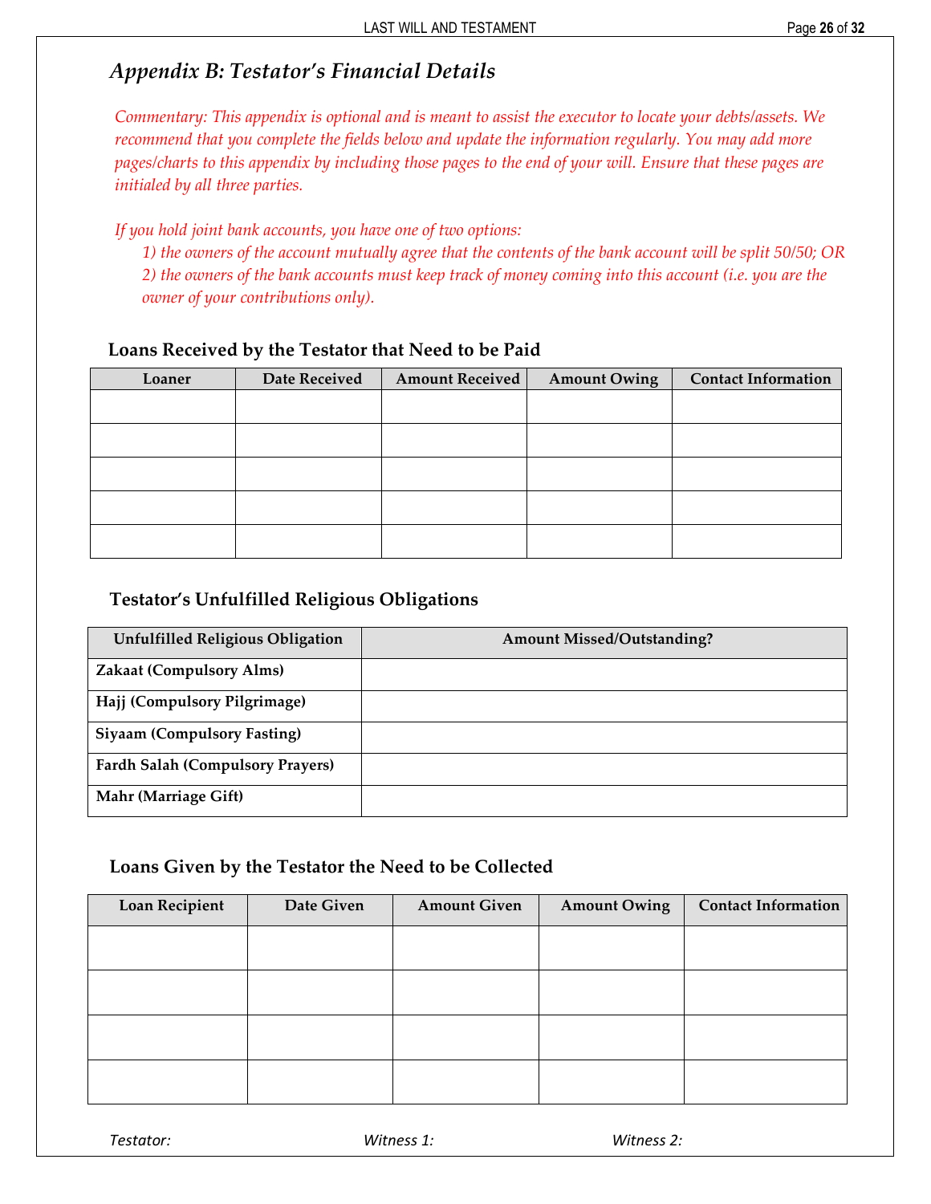## *Appendix B: Testator's Financial Details*

*Commentary: This appendix is optional and is meant to assist the executor to locate your debts/assets. We recommend that you complete the fields below and update the information regularly. You may add more pages/charts to this appendix by including those pages to the end of your will. Ensure that these pages are initialed by all three parties.*

*If you hold joint bank accounts, you have one of two options:*

*1) the owners of the account mutually agree that the contents of the bank account will be split 50/50; OR*

*2) the owners of the bank accounts must keep track of money coming into this account (i.e. you are the owner of your contributions only).*

### Loans Received by the Testator that Need to be Paid

| Loaner | Date Received | Amount Received | Amount Owing | Contact Information |
|---|---|---|---|---|
| | | | | |
| | | | | |
| | | | | |
| | | | | |
| | | | | |

### Testator's Unfulfilled Religious Obligations

| Unfulfilled Religious Obligation | Amount Missed/Outstanding? |
|---|---|
| **Zakaat (Compulsory Alms)** | |
| **Hajj (Compulsory Pilgrimage)** | |
| **Siyaam (Compulsory Fasting)** | |
| **Fardh Salah (Compulsory Prayers)** | |
| **Mahr (Marriage Gift)** | |

### Loans Given by the Testator the Need to be Collected

| Loan Recipient | Date Given | Amount Given | Amount Owing | Contact Information |
|---|---|---|---|---|
| | | | | |
| | | | | |
| | | | | |
| | | | | |

*Testator:* *Witness 1:* *Witness 2:*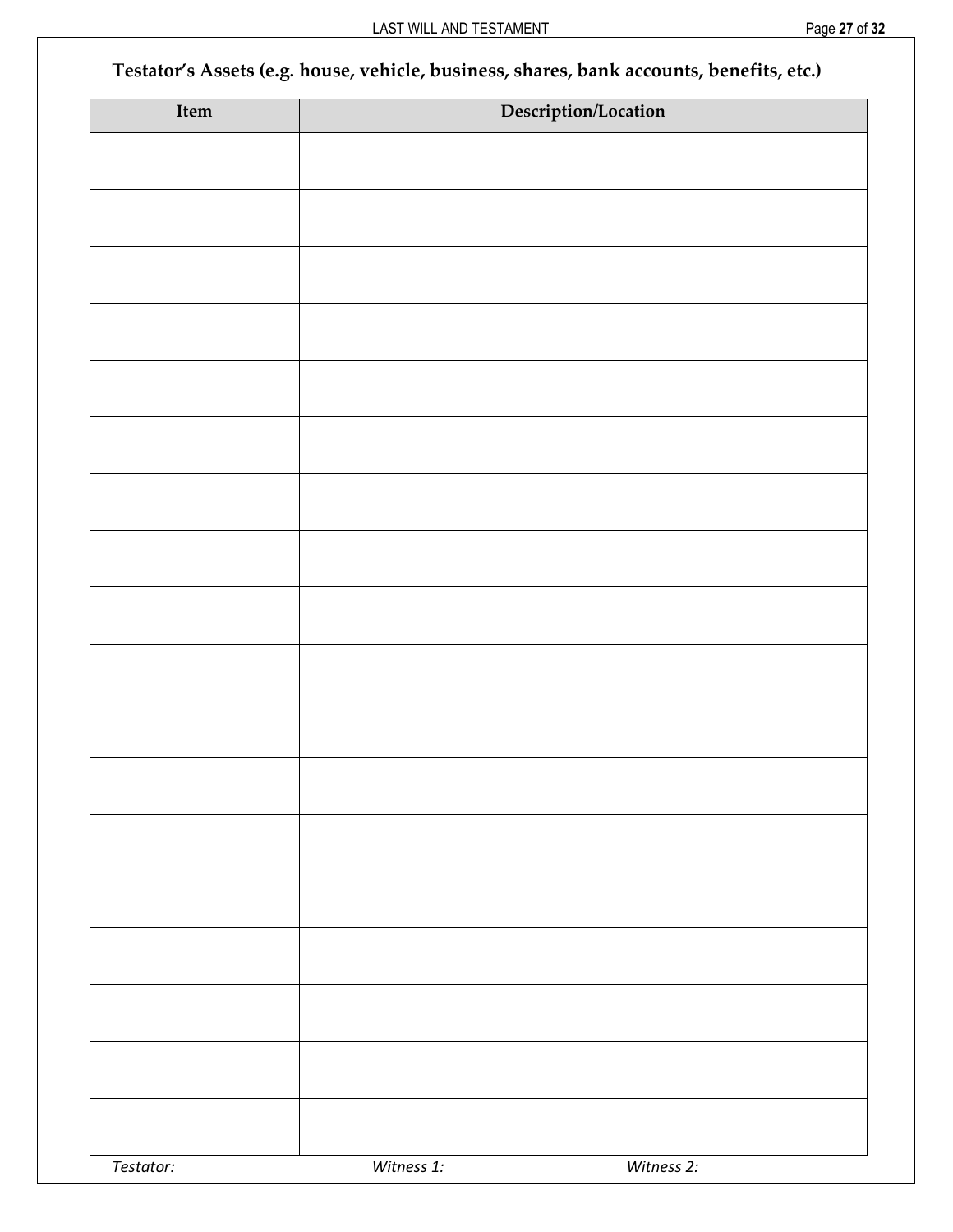**Testator's Assets (e.g. house, vehicle, business, shares, bank accounts, benefits, etc.)**

| Item | Description/Location |
| --- | --- |
| | |
| | |
| | |
| | |
| | |
| | |
| | |
| | |
| | |
| | |
| | |
| | |
| | |
| | |
| | |
| | |
| | |
| | |

*Testator:* *Witness 1:* *Witness 2:*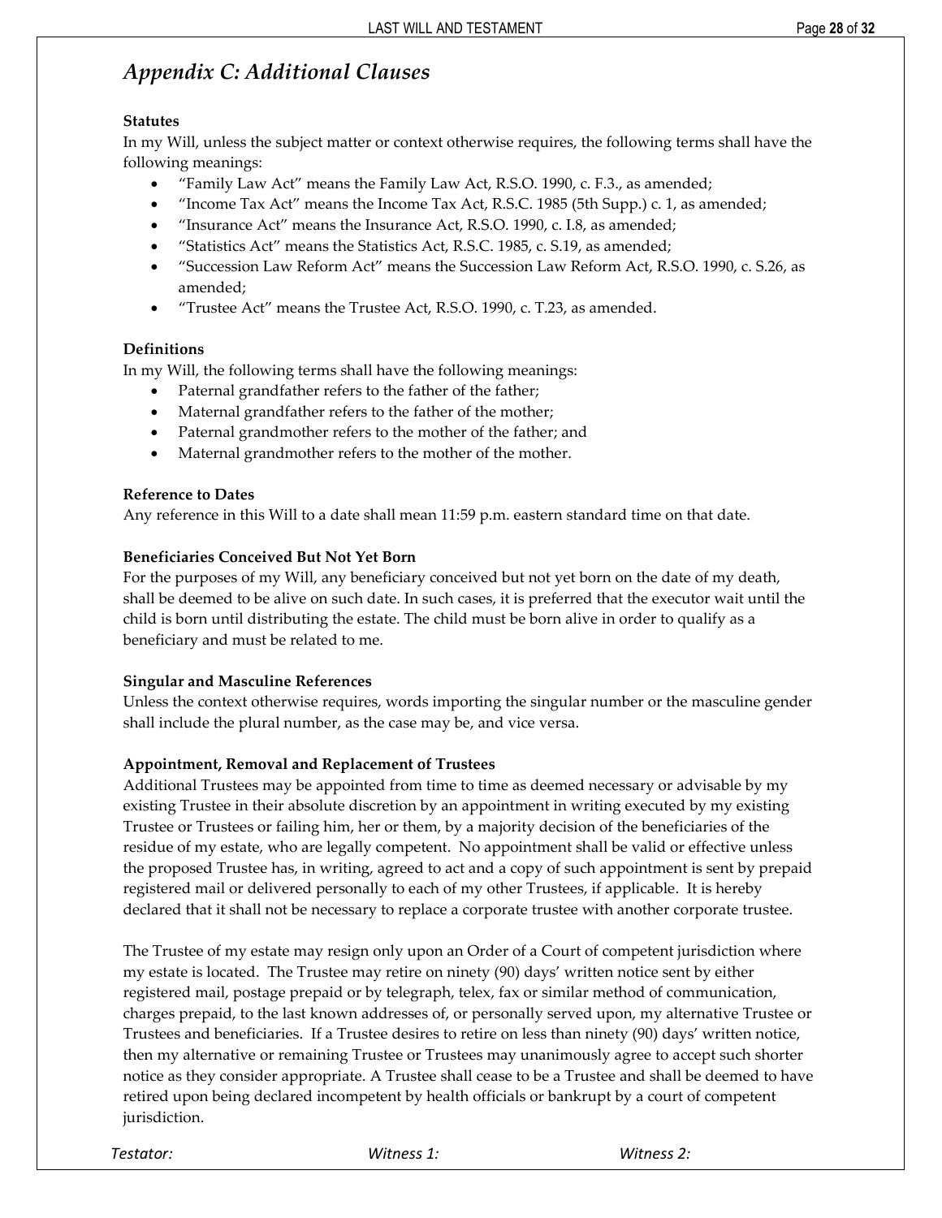## *Appendix C: Additional Clauses*

**Statutes**

In my Will, unless the subject matter or context otherwise requires, the following terms shall have the following meanings:

- "Family Law Act" means the Family Law Act, R.S.O. 1990, c. F.3., as amended;
- "Income Tax Act" means the Income Tax Act, R.S.C. 1985 (5th Supp.) c. 1, as amended;
- "Insurance Act" means the Insurance Act, R.S.O. 1990, c. I.8, as amended;
- "Statistics Act" means the Statistics Act, R.S.C. 1985, c. S.19, as amended;
- "Succession Law Reform Act" means the Succession Law Reform Act, R.S.O. 1990, c. S.26, as amended;
- "Trustee Act" means the Trustee Act, R.S.O. 1990, c. T.23, as amended.

**Definitions**

In my Will, the following terms shall have the following meanings:

- Paternal grandfather refers to the father of the father;
- Maternal grandfather refers to the father of the mother;
- Paternal grandmother refers to the mother of the father; and
- Maternal grandmother refers to the mother of the mother.

**Reference to Dates**

Any reference in this Will to a date shall mean 11:59 p.m. eastern standard time on that date.

**Beneficiaries Conceived But Not Yet Born**

For the purposes of my Will, any beneficiary conceived but not yet born on the date of my death, shall be deemed to be alive on such date. In such cases, it is preferred that the executor wait until the child is born until distributing the estate. The child must be born alive in order to qualify as a beneficiary and must be related to me.

**Singular and Masculine References**

Unless the context otherwise requires, words importing the singular number or the masculine gender shall include the plural number, as the case may be, and vice versa.

**Appointment, Removal and Replacement of Trustees**

Additional Trustees may be appointed from time to time as deemed necessary or advisable by my existing Trustee in their absolute discretion by an appointment in writing executed by my existing Trustee or Trustees or failing him, her or them, by a majority decision of the beneficiaries of the residue of my estate, who are legally competent. No appointment shall be valid or effective unless the proposed Trustee has, in writing, agreed to act and a copy of such appointment is sent by prepaid registered mail or delivered personally to each of my other Trustees, if applicable. It is hereby declared that it shall not be necessary to replace a corporate trustee with another corporate trustee.

The Trustee of my estate may resign only upon an Order of a Court of competent jurisdiction where my estate is located. The Trustee may retire on ninety (90) days' written notice sent by either registered mail, postage prepaid or by telegraph, telex, fax or similar method of communication, charges prepaid, to the last known addresses of, or personally served upon, my alternative Trustee or Trustees and beneficiaries. If a Trustee desires to retire on less than ninety (90) days' written notice, then my alternative or remaining Trustee or Trustees may unanimously agree to accept such shorter notice as they consider appropriate. A Trustee shall cease to be a Trustee and shall be deemed to have retired upon being declared incompetent by health officials or bankrupt by a court of competent jurisdiction.

*Testator:* *Witness 1:* *Witness 2:*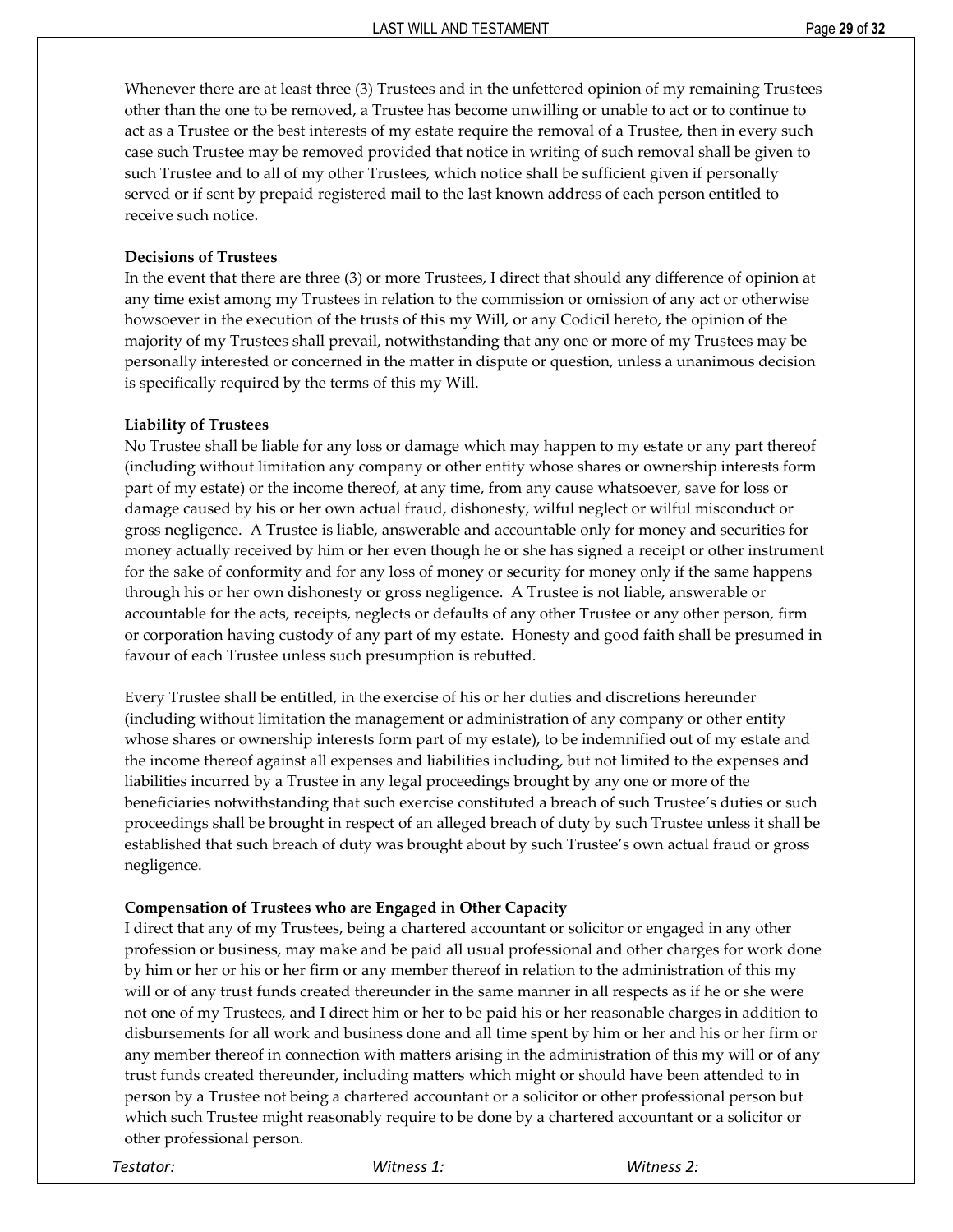Whenever there are at least three (3) Trustees and in the unfettered opinion of my remaining Trustees other than the one to be removed, a Trustee has become unwilling or unable to act or to continue to act as a Trustee or the best interests of my estate require the removal of a Trustee, then in every such case such Trustee may be removed provided that notice in writing of such removal shall be given to such Trustee and to all of my other Trustees, which notice shall be sufficient given if personally served or if sent by prepaid registered mail to the last known address of each person entitled to receive such notice.

**Decisions of Trustees**

In the event that there are three (3) or more Trustees, I direct that should any difference of opinion at any time exist among my Trustees in relation to the commission or omission of any act or otherwise howsoever in the execution of the trusts of this my Will, or any Codicil hereto, the opinion of the majority of my Trustees shall prevail, notwithstanding that any one or more of my Trustees may be personally interested or concerned in the matter in dispute or question, unless a unanimous decision is specifically required by the terms of this my Will.

**Liability of Trustees**

No Trustee shall be liable for any loss or damage which may happen to my estate or any part thereof (including without limitation any company or other entity whose shares or ownership interests form part of my estate) or the income thereof, at any time, from any cause whatsoever, save for loss or damage caused by his or her own actual fraud, dishonesty, wilful neglect or wilful misconduct or gross negligence. A Trustee is liable, answerable and accountable only for money and securities for money actually received by him or her even though he or she has signed a receipt or other instrument for the sake of conformity and for any loss of money or security for money only if the same happens through his or her own dishonesty or gross negligence. A Trustee is not liable, answerable or accountable for the acts, receipts, neglects or defaults of any other Trustee or any other person, firm or corporation having custody of any part of my estate. Honesty and good faith shall be presumed in favour of each Trustee unless such presumption is rebutted.

Every Trustee shall be entitled, in the exercise of his or her duties and discretions hereunder (including without limitation the management or administration of any company or other entity whose shares or ownership interests form part of my estate), to be indemnified out of my estate and the income thereof against all expenses and liabilities including, but not limited to the expenses and liabilities incurred by a Trustee in any legal proceedings brought by any one or more of the beneficiaries notwithstanding that such exercise constituted a breach of such Trustee's duties or such proceedings shall be brought in respect of an alleged breach of duty by such Trustee unless it shall be established that such breach of duty was brought about by such Trustee's own actual fraud or gross negligence.

**Compensation of Trustees who are Engaged in Other Capacity**

I direct that any of my Trustees, being a chartered accountant or solicitor or engaged in any other profession or business, may make and be paid all usual professional and other charges for work done by him or her or his or her firm or any member thereof in relation to the administration of this my will or of any trust funds created thereunder in the same manner in all respects as if he or she were not one of my Trustees, and I direct him or her to be paid his or her reasonable charges in addition to disbursements for all work and business done and all time spent by him or her and his or her firm or any member thereof in connection with matters arising in the administration of this my will or of any trust funds created thereunder, including matters which might or should have been attended to in person by a Trustee not being a chartered accountant or a solicitor or other professional person but which such Trustee might reasonably require to be done by a chartered accountant or a solicitor or other professional person.

*Testator:* *Witness 1:* *Witness 2:*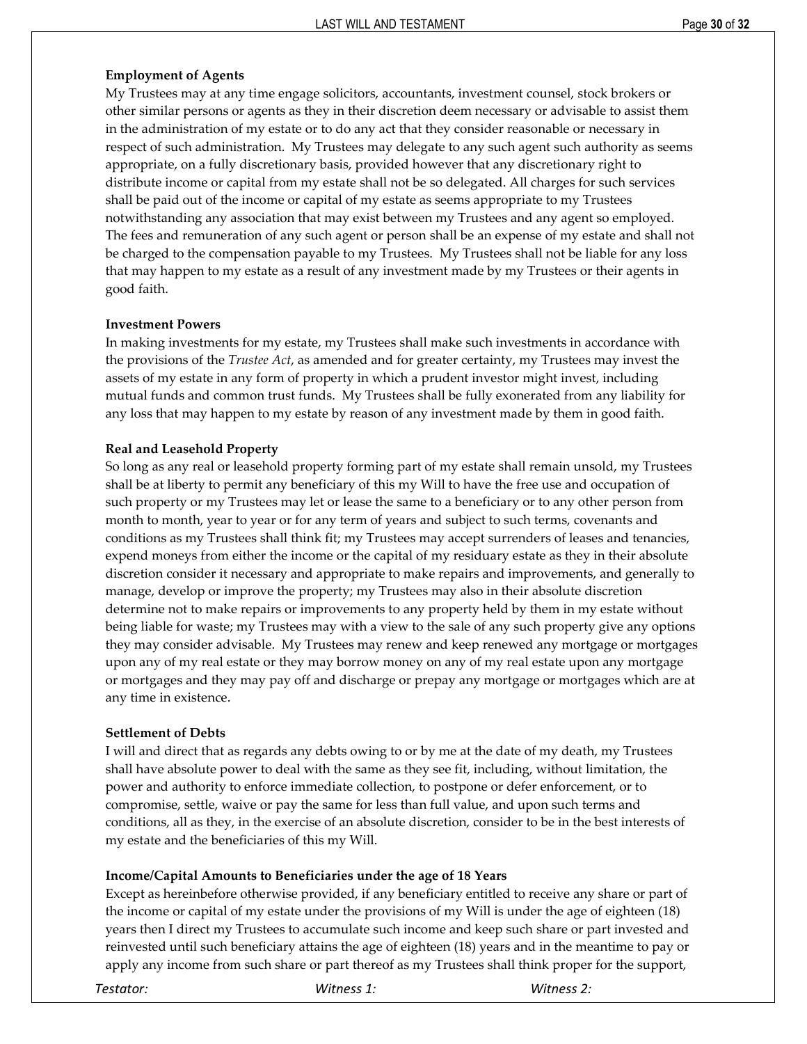**Employment of Agents**
My Trustees may at any time engage solicitors, accountants, investment counsel, stock brokers or other similar persons or agents as they in their discretion deem necessary or advisable to assist them in the administration of my estate or to do any act that they consider reasonable or necessary in respect of such administration. My Trustees may delegate to any such agent such authority as seems appropriate, on a fully discretionary basis, provided however that any discretionary right to distribute income or capital from my estate shall not be so delegated. All charges for such services shall be paid out of the income or capital of my estate as seems appropriate to my Trustees notwithstanding any association that may exist between my Trustees and any agent so employed. The fees and remuneration of any such agent or person shall be an expense of my estate and shall not be charged to the compensation payable to my Trustees. My Trustees shall not be liable for any loss that may happen to my estate as a result of any investment made by my Trustees or their agents in good faith.

**Investment Powers**
In making investments for my estate, my Trustees shall make such investments in accordance with the provisions of the *Trustee Act*, as amended and for greater certainty, my Trustees may invest the assets of my estate in any form of property in which a prudent investor might invest, including mutual funds and common trust funds. My Trustees shall be fully exonerated from any liability for any loss that may happen to my estate by reason of any investment made by them in good faith.

**Real and Leasehold Property**
So long as any real or leasehold property forming part of my estate shall remain unsold, my Trustees shall be at liberty to permit any beneficiary of this my Will to have the free use and occupation of such property or my Trustees may let or lease the same to a beneficiary or to any other person from month to month, year to year or for any term of years and subject to such terms, covenants and conditions as my Trustees shall think fit; my Trustees may accept surrenders of leases and tenancies, expend moneys from either the income or the capital of my residuary estate as they in their absolute discretion consider it necessary and appropriate to make repairs and improvements, and generally to manage, develop or improve the property; my Trustees may also in their absolute discretion determine not to make repairs or improvements to any property held by them in my estate without being liable for waste; my Trustees may with a view to the sale of any such property give any options they may consider advisable. My Trustees may renew and keep renewed any mortgage or mortgages upon any of my real estate or they may borrow money on any of my real estate upon any mortgage or mortgages and they may pay off and discharge or prepay any mortgage or mortgages which are at any time in existence.

**Settlement of Debts**
I will and direct that as regards any debts owing to or by me at the date of my death, my Trustees shall have absolute power to deal with the same as they see fit, including, without limitation, the power and authority to enforce immediate collection, to postpone or defer enforcement, or to compromise, settle, waive or pay the same for less than full value, and upon such terms and conditions, all as they, in the exercise of an absolute discretion, consider to be in the best interests of my estate and the beneficiaries of this my Will.

**Income/Capital Amounts to Beneficiaries under the age of 18 Years**
Except as hereinbefore otherwise provided, if any beneficiary entitled to receive any share or part of the income or capital of my estate under the provisions of my Will is under the age of eighteen (18) years then I direct my Trustees to accumulate such income and keep such share or part invested and reinvested until such beneficiary attains the age of eighteen (18) years and in the meantime to pay or apply any income from such share or part thereof as my Trustees shall think proper for the support,

*Testator:* *Witness 1:* *Witness 2:*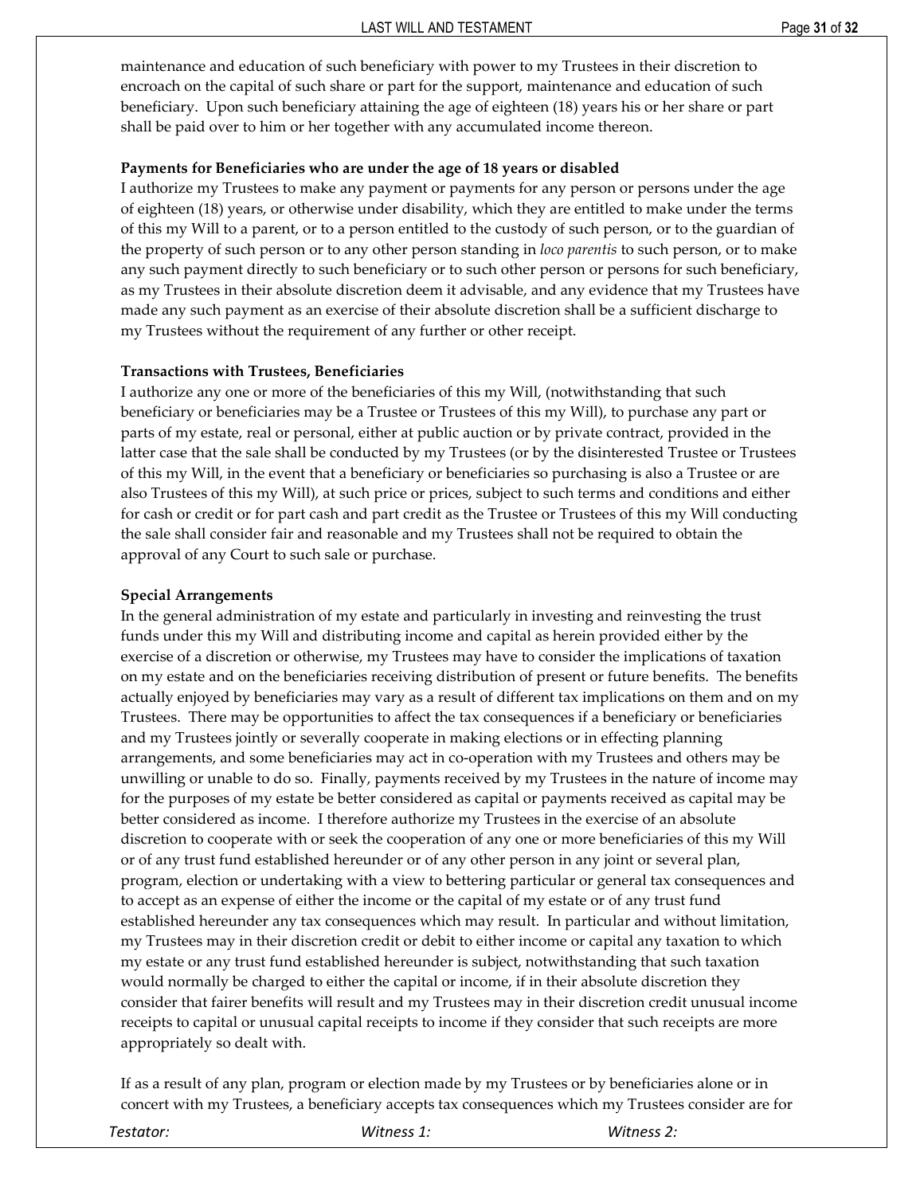maintenance and education of such beneficiary with power to my Trustees in their discretion to encroach on the capital of such share or part for the support, maintenance and education of such beneficiary. Upon such beneficiary attaining the age of eighteen (18) years his or her share or part shall be paid over to him or her together with any accumulated income thereon.

**Payments for Beneficiaries who are under the age of 18 years or disabled**

I authorize my Trustees to make any payment or payments for any person or persons under the age of eighteen (18) years, or otherwise under disability, which they are entitled to make under the terms of this my Will to a parent, or to a person entitled to the custody of such person, or to the guardian of the property of such person or to any other person standing in *loco parentis* to such person, or to make any such payment directly to such beneficiary or to such other person or persons for such beneficiary, as my Trustees in their absolute discretion deem it advisable, and any evidence that my Trustees have made any such payment as an exercise of their absolute discretion shall be a sufficient discharge to my Trustees without the requirement of any further or other receipt.

**Transactions with Trustees, Beneficiaries**

I authorize any one or more of the beneficiaries of this my Will, (notwithstanding that such beneficiary or beneficiaries may be a Trustee or Trustees of this my Will), to purchase any part or parts of my estate, real or personal, either at public auction or by private contract, provided in the latter case that the sale shall be conducted by my Trustees (or by the disinterested Trustee or Trustees of this my Will, in the event that a beneficiary or beneficiaries so purchasing is also a Trustee or are also Trustees of this my Will), at such price or prices, subject to such terms and conditions and either for cash or credit or for part cash and part credit as the Trustee or Trustees of this my Will conducting the sale shall consider fair and reasonable and my Trustees shall not be required to obtain the approval of any Court to such sale or purchase.

**Special Arrangements**

In the general administration of my estate and particularly in investing and reinvesting the trust funds under this my Will and distributing income and capital as herein provided either by the exercise of a discretion or otherwise, my Trustees may have to consider the implications of taxation on my estate and on the beneficiaries receiving distribution of present or future benefits. The benefits actually enjoyed by beneficiaries may vary as a result of different tax implications on them and on my Trustees. There may be opportunities to affect the tax consequences if a beneficiary or beneficiaries and my Trustees jointly or severally cooperate in making elections or in effecting planning arrangements, and some beneficiaries may act in co-operation with my Trustees and others may be unwilling or unable to do so. Finally, payments received by my Trustees in the nature of income may for the purposes of my estate be better considered as capital or payments received as capital may be better considered as income. I therefore authorize my Trustees in the exercise of an absolute discretion to cooperate with or seek the cooperation of any one or more beneficiaries of this my Will or of any trust fund established hereunder or of any other person in any joint or several plan, program, election or undertaking with a view to bettering particular or general tax consequences and to accept as an expense of either the income or the capital of my estate or of any trust fund established hereunder any tax consequences which may result. In particular and without limitation, my Trustees may in their discretion credit or debit to either income or capital any taxation to which my estate or any trust fund established hereunder is subject, notwithstanding that such taxation would normally be charged to either the capital or income, if in their absolute discretion they consider that fairer benefits will result and my Trustees may in their discretion credit unusual income receipts to capital or unusual capital receipts to income if they consider that such receipts are more appropriately so dealt with.

If as a result of any plan, program or election made by my Trustees or by beneficiaries alone or in concert with my Trustees, a beneficiary accepts tax consequences which my Trustees consider are for

*Testator:* *Witness 1:* *Witness 2:*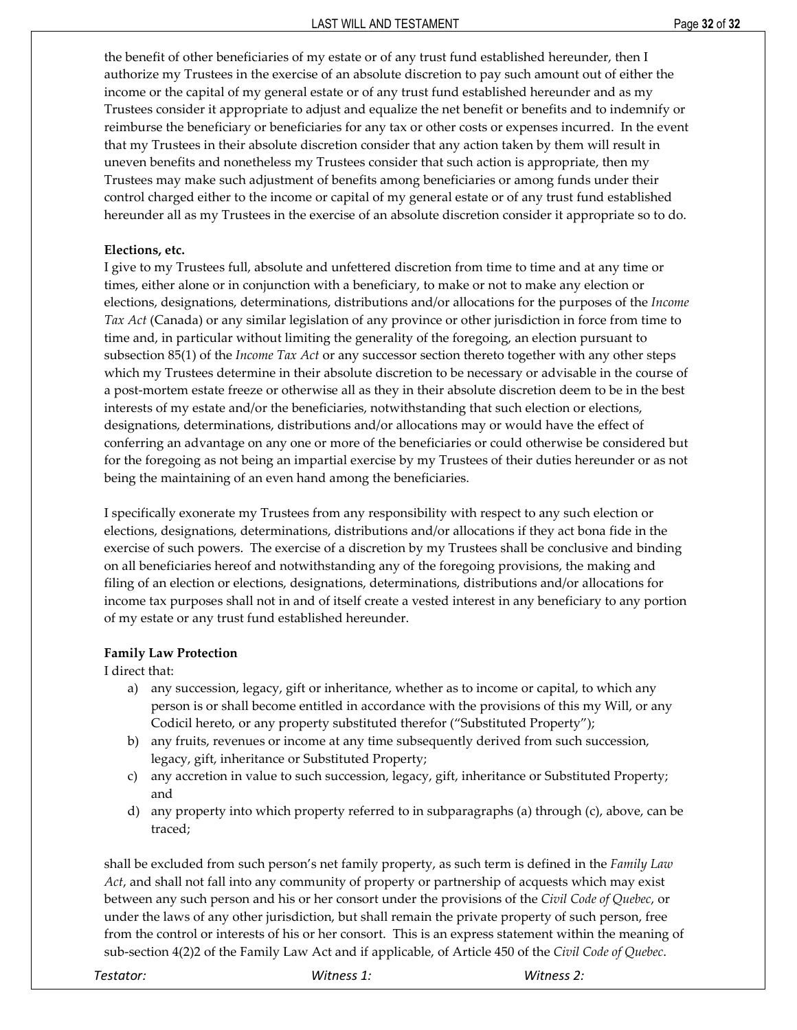the benefit of other beneficiaries of my estate or of any trust fund established hereunder, then I authorize my Trustees in the exercise of an absolute discretion to pay such amount out of either the income or the capital of my general estate or of any trust fund established hereunder and as my Trustees consider it appropriate to adjust and equalize the net benefit or benefits and to indemnify or reimburse the beneficiary or beneficiaries for any tax or other costs or expenses incurred. In the event that my Trustees in their absolute discretion consider that any action taken by them will result in uneven benefits and nonetheless my Trustees consider that such action is appropriate, then my Trustees may make such adjustment of benefits among beneficiaries or among funds under their control charged either to the income or capital of my general estate or of any trust fund established hereunder all as my Trustees in the exercise of an absolute discretion consider it appropriate so to do.

**Elections, etc.**

I give to my Trustees full, absolute and unfettered discretion from time to time and at any time or times, either alone or in conjunction with a beneficiary, to make or not to make any election or elections, designations, determinations, distributions and/or allocations for the purposes of the *Income Tax Act* (Canada) or any similar legislation of any province or other jurisdiction in force from time to time and, in particular without limiting the generality of the foregoing, an election pursuant to subsection 85(1) of the *Income Tax Act* or any successor section thereto together with any other steps which my Trustees determine in their absolute discretion to be necessary or advisable in the course of a post-mortem estate freeze or otherwise all as they in their absolute discretion deem to be in the best interests of my estate and/or the beneficiaries, notwithstanding that such election or elections, designations, determinations, distributions and/or allocations may or would have the effect of conferring an advantage on any one or more of the beneficiaries or could otherwise be considered but for the foregoing as not being an impartial exercise by my Trustees of their duties hereunder or as not being the maintaining of an even hand among the beneficiaries.

I specifically exonerate my Trustees from any responsibility with respect to any such election or elections, designations, determinations, distributions and/or allocations if they act bona fide in the exercise of such powers. The exercise of a discretion by my Trustees shall be conclusive and binding on all beneficiaries hereof and notwithstanding any of the foregoing provisions, the making and filing of an election or elections, designations, determinations, distributions and/or allocations for income tax purposes shall not in and of itself create a vested interest in any beneficiary to any portion of my estate or any trust fund established hereunder.

**Family Law Protection**

I direct that:

a) any succession, legacy, gift or inheritance, whether as to income or capital, to which any person is or shall become entitled in accordance with the provisions of this my Will, or any Codicil hereto, or any property substituted therefor ("Substituted Property");
b) any fruits, revenues or income at any time subsequently derived from such succession, legacy, gift, inheritance or Substituted Property;
c) any accretion in value to such succession, legacy, gift, inheritance or Substituted Property; and
d) any property into which property referred to in subparagraphs (a) through (c), above, can be traced;

shall be excluded from such person's net family property, as such term is defined in the *Family Law Act*, and shall not fall into any community of property or partnership of acquests which may exist between any such person and his or her consort under the provisions of the *Civil Code of Quebec*, or under the laws of any other jurisdiction, but shall remain the private property of such person, free from the control or interests of his or her consort. This is an express statement within the meaning of sub-section 4(2)2 of the Family Law Act and if applicable, of Article 450 of the *Civil Code of Quebec*.

*Testator:* *Witness 1:* *Witness 2:*